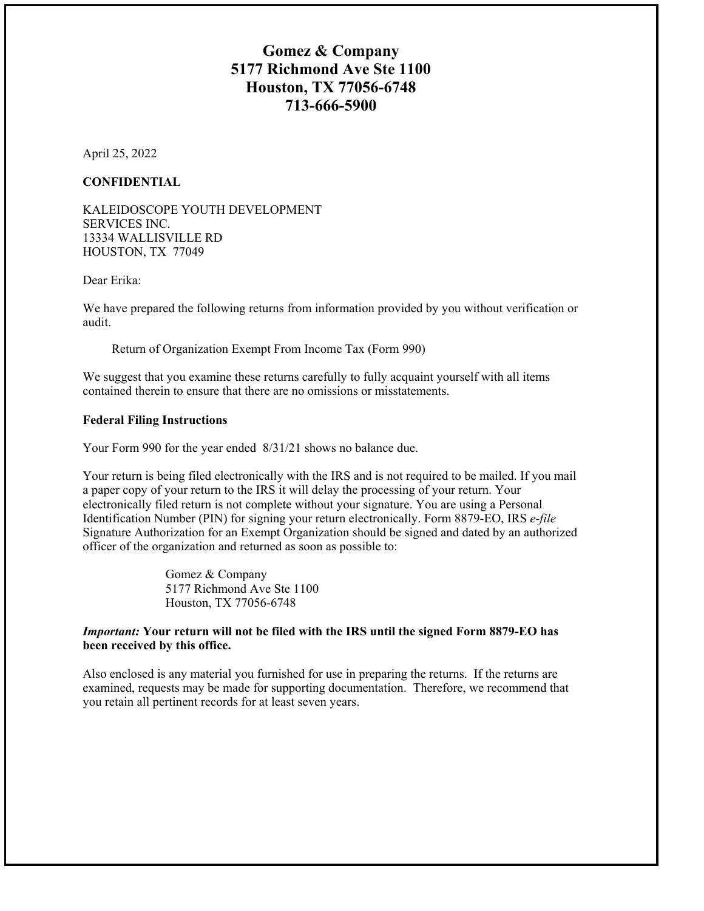# Gomez & Company
# 5177 Richmond Ave Ste 1100
# Houston, TX 77056-6748
# 713-666-5900

April 25, 2022

**CONFIDENTIAL**

KALEIDOSCOPE YOUTH DEVELOPMENT SERVICES INC.
13334 WALLISVILLE RD
HOUSTON, TX 77049

Dear Erika:

We have prepared the following returns from information provided by you without verification or audit.

> Return of Organization Exempt From Income Tax (Form 990)

We suggest that you examine these returns carefully to fully acquaint yourself with all items contained therein to ensure that there are no omissions or misstatements.

**Federal Filing Instructions**

Your Form 990 for the year ended 8/31/21 shows no balance due.

Your return is being filed electronically with the IRS and is not required to be mailed. If you mail a paper copy of your return to the IRS it will delay the processing of your return. Your electronically filed return is not complete without your signature. You are using a Personal Identification Number (PIN) for signing your return electronically. Form 8879-EO, IRS *e-file* Signature Authorization for an Exempt Organization should be signed and dated by an authorized officer of the organization and returned as soon as possible to:

> Gomez & Company
> 5177 Richmond Ave Ste 1100
> Houston, TX 77056-6748

***Important:*** **Your return will not be filed with the IRS until the signed Form 8879-EO has been received by this office.**

Also enclosed is any material you furnished for use in preparing the returns. If the returns are examined, requests may be made for supporting documentation. Therefore, we recommend that you retain all pertinent records for at least seven years.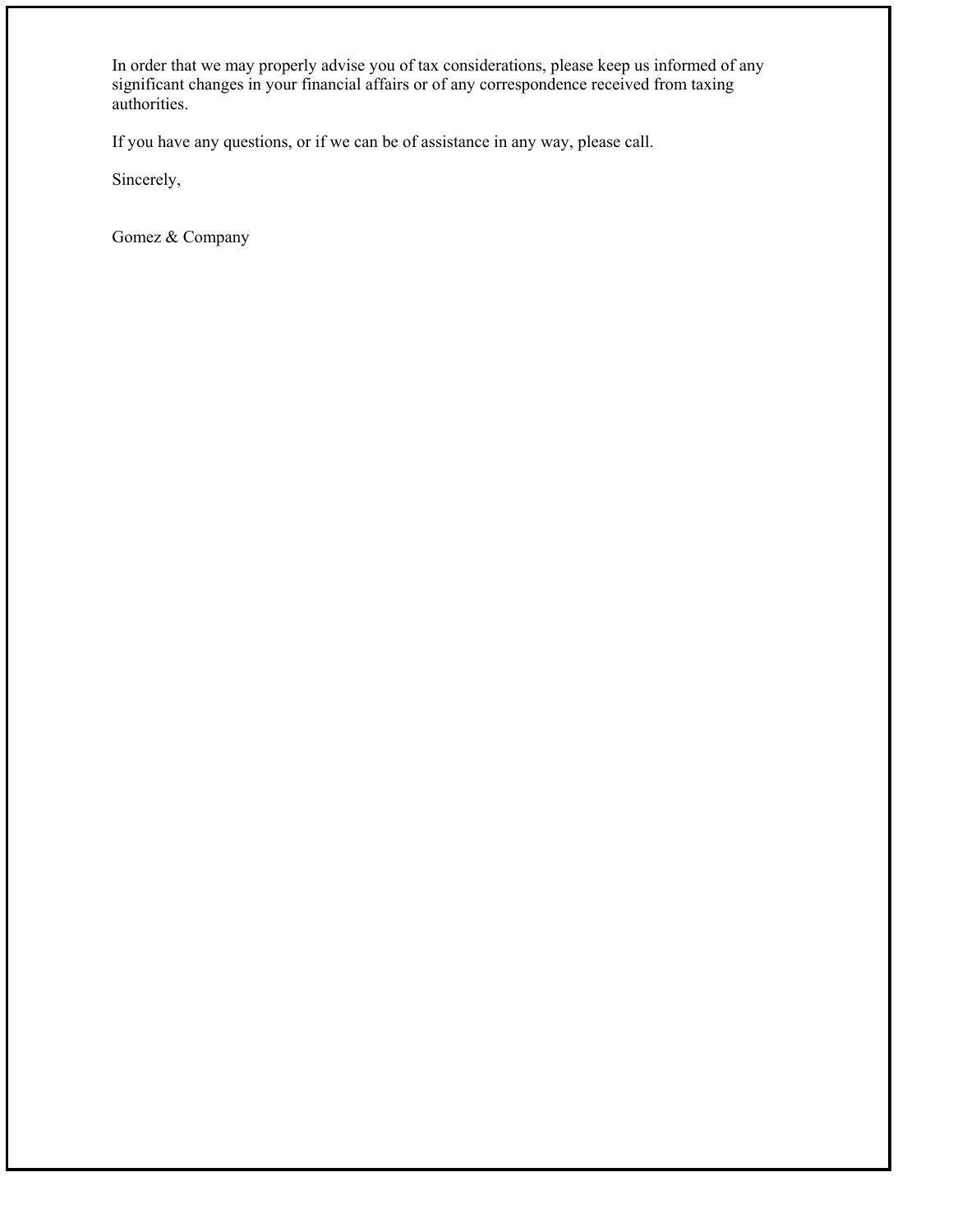In order that we may properly advise you of tax considerations, please keep us informed of any significant changes in your financial affairs or of any correspondence received from taxing authorities.

If you have any questions, or if we can be of assistance in any way, please call.

Sincerely,

Gomez & Company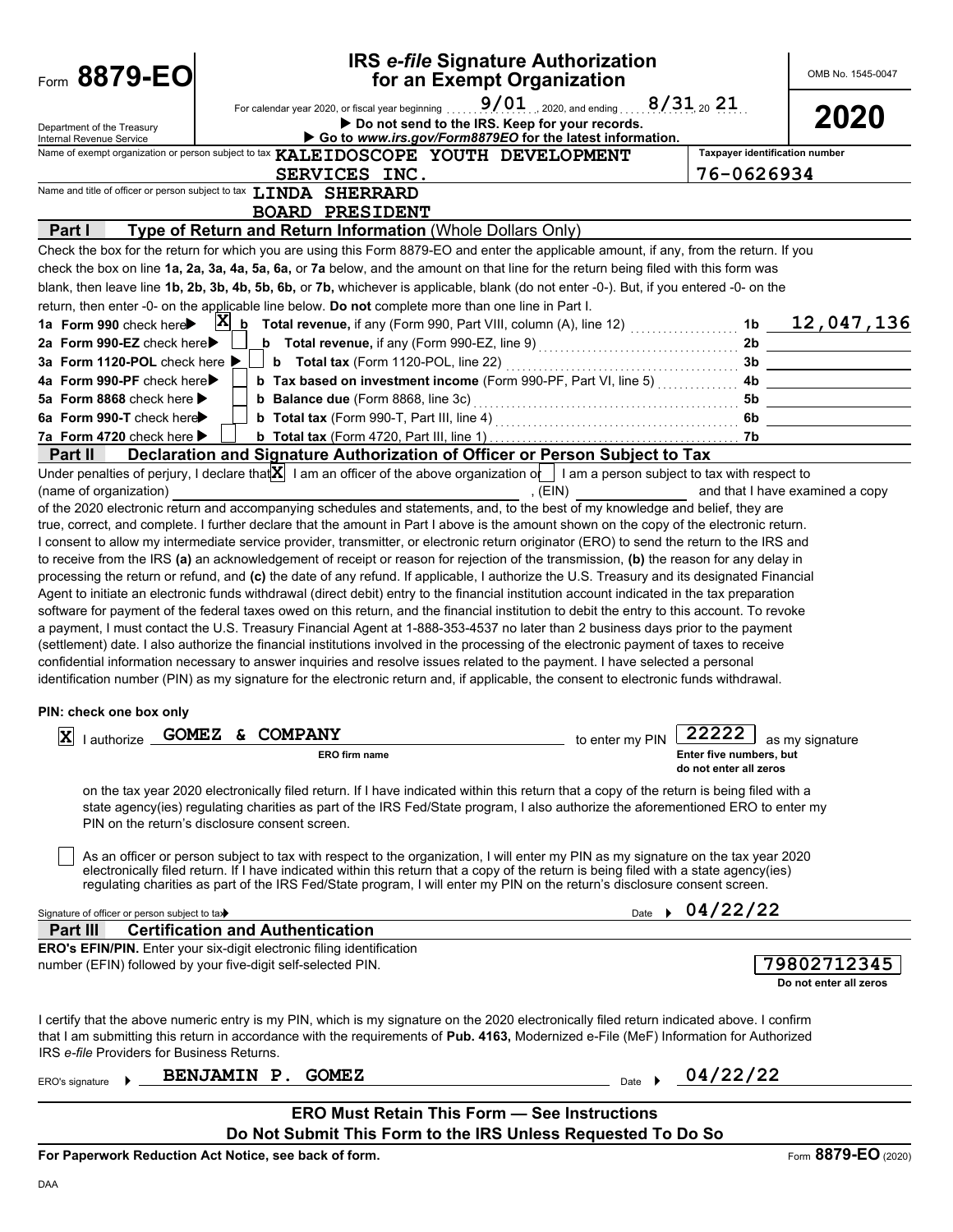Form **8879-EO**

Department of the Treasury
Internal Revenue Service

# IRS *e-file* Signature Authorization for an Exempt Organization

For calendar year 2020, or fiscal year beginning 9/01, 2020, and ending 8/31, 20 21

▶ Do not send to the IRS. Keep for your records.

▶ Go to *www.irs.gov/Form8879EO* for the latest information.

OMB No. 1545-0047

**2020**

Name of exempt organization or person subject to tax: KALEIDOSCOPE YOUTH DEVELOPMENT SERVICES INC.

Taxpayer identification number: 76-0626934

Name and title of officer or person subject to tax: LINDA SHERRARD, BOARD PRESIDENT

## Part I — Type of Return and Return Information (Whole Dollars Only)

Check the box for the return for which you are using this Form 8879-EO and enter the applicable amount, if any, from the return. If you check the box on line **1a, 2a, 3a, 4a, 5a, 6a,** or **7a** below, and the amount on that line for the return being filed with this form was blank, then leave line **1b, 2b, 3b, 4b, 5b, 6b,** or **7b,** whichever is applicable, blank (do not enter -0-). But, if you entered -0- on the return, then enter -0- on the applicable line below. **Do not** complete more than one line in Part I.

| Line | Check | Description | Line | Amount |
|---|---|---|---|---|
| **1a Form 990** check here ▶ | X | **b Total revenue,** if any (Form 990, Part VIII, column (A), line 12) | 1b | 12,047,136 |
| **2a Form 990-EZ** check here ▶ | | **b Total revenue,** if any (Form 990-EZ, line 9) | 2b | |
| **3a Form 1120-POL** check here ▶ | | **b Total tax** (Form 1120-POL, line 22) | 3b | |
| **4a Form 990-PF** check here ▶ | | **b Tax based on investment income** (Form 990-PF, Part VI, line 5) | 4b | |
| **5a Form 8868** check here ▶ | | **b Balance due** (Form 8868, line 3c) | 5b | |
| **6a Form 990-T** check here ▶ | | **b Total tax** (Form 990-T, Part III, line 4) | 6b | |
| **7a Form 4720** check here ▶ | | **b Total tax** (Form 4720, Part III, line 1) | 7b | |

## Part II — Declaration and Signature Authorization of Officer or Person Subject to Tax

Under penalties of perjury, I declare that [X] I am an officer of the above organization or [ ] I am a person subject to tax with respect to (name of organization) ____________, (EIN) ____________ and that I have examined a copy of the 2020 electronic return and accompanying schedules and statements, and, to the best of my knowledge and belief, they are true, correct, and complete. I further declare that the amount in Part I above is the amount shown on the copy of the electronic return. I consent to allow my intermediate service provider, transmitter, or electronic return originator (ERO) to send the return to the IRS and to receive from the IRS **(a)** an acknowledgement of receipt or reason for rejection of the transmission, **(b)** the reason for any delay in processing the return or refund, and **(c)** the date of any refund. If applicable, I authorize the U.S. Treasury and its designated Financial Agent to initiate an electronic funds withdrawal (direct debit) entry to the financial institution account indicated in the tax preparation software for payment of the federal taxes owed on this return, and the financial institution to debit the entry to this account. To revoke a payment, I must contact the U.S. Treasury Financial Agent at 1-888-353-4537 no later than 2 business days prior to the payment (settlement) date. I also authorize the financial institutions involved in the processing of the electronic payment of taxes to receive confidential information necessary to answer inquiries and resolve issues related to the payment. I have selected a personal identification number (PIN) as my signature for the electronic return and, if applicable, the consent to electronic funds withdrawal.

**PIN: check one box only**

[X] I authorize GOMEZ & COMPANY (ERO firm name) to enter my PIN 22222 (Enter five numbers, but do not enter all zeros) as my signature on the tax year 2020 electronically filed return. If I have indicated within this return that a copy of the return is being filed with a state agency(ies) regulating charities as part of the IRS Fed/State program, I also authorize the aforementioned ERO to enter my PIN on the return's disclosure consent screen.

[ ] As an officer or person subject to tax with respect to the organization, I will enter my PIN as my signature on the tax year 2020 electronically filed return. If I have indicated within this return that a copy of the return is being filed with a state agency(ies) regulating charities as part of the IRS Fed/State program, I will enter my PIN on the return's disclosure consent screen.

Signature of officer or person subject to tax ▶ ____________ Date ▶ 04/22/22

## Part III — Certification and Authentication

**ERO's EFIN/PIN.** Enter your six-digit electronic filing identification number (EFIN) followed by your five-digit self-selected PIN.

79802712345
Do not enter all zeros

I certify that the above numeric entry is my PIN, which is my signature on the 2020 electronically filed return indicated above. I confirm that I am submitting this return in accordance with the requirements of **Pub. 4163,** Modernized e-File (MeF) Information for Authorized IRS *e-file* Providers for Business Returns.

ERO's signature ▶ BENJAMIN P. GOMEZ Date ▶ 04/22/22

**ERO Must Retain This Form — See Instructions**
**Do Not Submit This Form to the IRS Unless Requested To Do So**

**For Paperwork Reduction Act Notice, see back of form.** Form **8879-EO** (2020)

DAA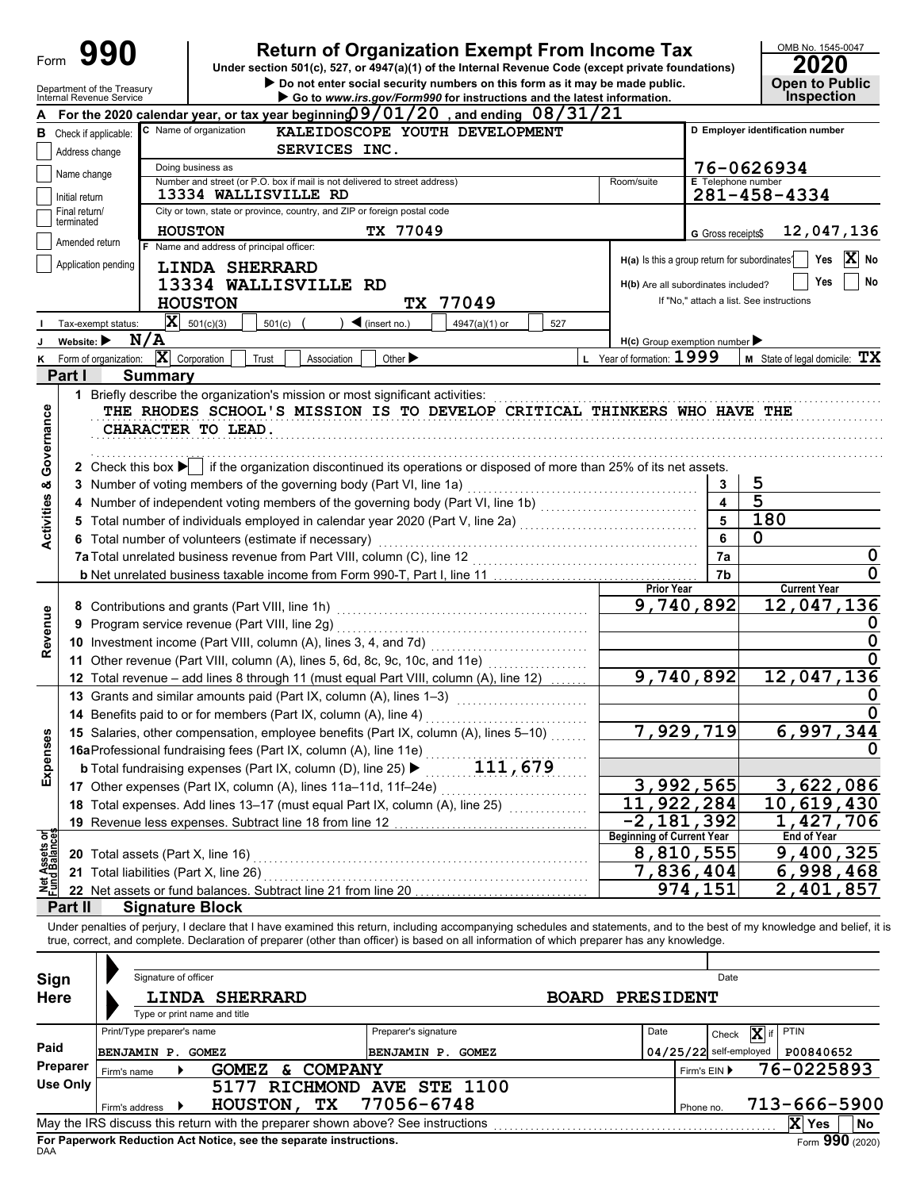Form **990** | **Return of Organization Exempt From Income Tax** | OMB No. 1545-0047

Under section 501(c), 527, or 4947(a)(1) of the Internal Revenue Code (except private foundations)

▶ Do not enter social security numbers on this form as it may be made public.

▶ Go to *www.irs.gov/Form990* for instructions and the latest information.

Department of the Treasury Internal Revenue Service

**2020** **Open to Public Inspection**

**A** For the 2020 calendar year, or tax year beginning 09/01/20, and ending 08/31/21

**B** Check if applicable:
- Address change
- Name change
- Initial return
- Final return/terminated
- Amended return
- Application pending

**C** Name of organization: KALEIDOSCOPE YOUTH DEVELOPMENT SERVICES INC.

Doing business as

Number and street (or P.O. box if mail is not delivered to street address): 13334 WALLISVILLE RD — Room/suite

City or town, state or province, country, and ZIP or foreign postal code: HOUSTON TX 77049

**D** Employer identification number: 76-0626934

**E** Telephone number: 281-458-4334

**G** Gross receipts $ 12,047,136

**F** Name and address of principal officer: LINDA SHERRARD, 13334 WALLISVILLE RD, HOUSTON TX 77049

H(a) Is this a group return for subordinates? Yes [ ] No [X]

H(b) Are all subordinates included? Yes [ ] No [ ]
If "No," attach a list. See instructions

**I** Tax-exempt status: [X] 501(c)(3) [ ] 501(c) ( ) ◀ (insert no.) [ ] 4947(a)(1) or [ ] 527

**J** Website: ▶ N/A

H(c) Group exemption number ▶

**K** Form of organization: [X] Corporation [ ] Trust [ ] Association [ ] Other ▶

**L** Year of formation: 1999 **M** State of legal domicile: TX

## Part I Summary

**Activities & Governance**

1 Briefly describe the organization's mission or most significant activities:
THE RHODES SCHOOL'S MISSION IS TO DEVELOP CRITICAL THINKERS WHO HAVE THE CHARACTER TO LEAD.

2 Check this box ▶ [ ] if the organization discontinued its operations or disposed of more than 25% of its net assets.

| | | Line | Value |
|---|---|---|---|
| 3 | Number of voting members of the governing body (Part VI, line 1a) | 3 | 5 |
| 4 | Number of independent voting members of the governing body (Part VI, line 1b) | 4 | 5 |
| 5 | Total number of individuals employed in calendar year 2020 (Part V, line 2a) | 5 | 180 |
| 6 | Total number of volunteers (estimate if necessary) | 6 | 0 |
| 7a | Total unrelated business revenue from Part VIII, column (C), line 12 | 7a | 0 |
| b | Net unrelated business taxable income from Form 990-T, Part I, line 11 | 7b | 0 |

| | | Prior Year | Current Year |
|---|---|---|---|
| **Revenue** | | | |
| 8 | Contributions and grants (Part VIII, line 1h) | 9,740,892 | 12,047,136 |
| 9 | Program service revenue (Part VIII, line 2g) | | 0 |
| 10 | Investment income (Part VIII, column (A), lines 3, 4, and 7d) | | 0 |
| 11 | Other revenue (Part VIII, column (A), lines 5, 6d, 8c, 9c, 10c, and 11e) | | 0 |
| 12 | Total revenue – add lines 8 through 11 (must equal Part VIII, column (A), line 12) | 9,740,892 | 12,047,136 |
| **Expenses** | | | |
| 13 | Grants and similar amounts paid (Part IX, column (A), lines 1–3) | | 0 |
| 14 | Benefits paid to or for members (Part IX, column (A), line 4) | | 0 |
| 15 | Salaries, other compensation, employee benefits (Part IX, column (A), lines 5–10) | 7,929,719 | 6,997,344 |
| 16a | Professional fundraising fees (Part IX, column (A), line 11e) | | 0 |
| b | Total fundraising expenses (Part IX, column (D), line 25) ▶ 111,679 | | |
| 17 | Other expenses (Part IX, column (A), lines 11a–11d, 11f–24e) | 3,992,565 | 3,622,086 |
| 18 | Total expenses. Add lines 13–17 (must equal Part IX, column (A), line 25) | 11,922,284 | 10,619,430 |
| 19 | Revenue less expenses. Subtract line 18 from line 12 | -2,181,392 | 1,427,706 |
| **Net Assets or Fund Balances** | | **Beginning of Current Year** | **End of Year** |
| 20 | Total assets (Part X, line 16) | 8,810,555 | 9,400,325 |
| 21 | Total liabilities (Part X, line 26) | 7,836,404 | 6,998,468 |
| 22 | Net assets or fund balances. Subtract line 21 from line 20 | 974,151 | 2,401,857 |

## Part II Signature Block

Under penalties of perjury, I declare that I have examined this return, including accompanying schedules and statements, and to the best of my knowledge and belief, it is true, correct, and complete. Declaration of preparer (other than officer) is based on all information of which preparer has any knowledge.

**Sign Here**

Signature of officer — Date

LINDA SHERRARD — BOARD PRESIDENT
Type or print name and title

**Paid Preparer Use Only**

| Print/Type preparer's name | Preparer's signature | Date | Check [X] if self-employed | PTIN |
|---|---|---|---|---|
| BENJAMIN P. GOMEZ | BENJAMIN P. GOMEZ | 04/25/22 | | P00840652 |

Firm's name ▶ GOMEZ & COMPANY — Firm's EIN ▶ 76-0225893

Firm's address ▶ 5177 RICHMOND AVE STE 1100, HOUSTON, TX 77056-6748 — Phone no. 713-666-5900

May the IRS discuss this return with the preparer shown above? See instructions [X] Yes [ ] No

**For Paperwork Reduction Act Notice, see the separate instructions.** Form **990** (2020)

DAA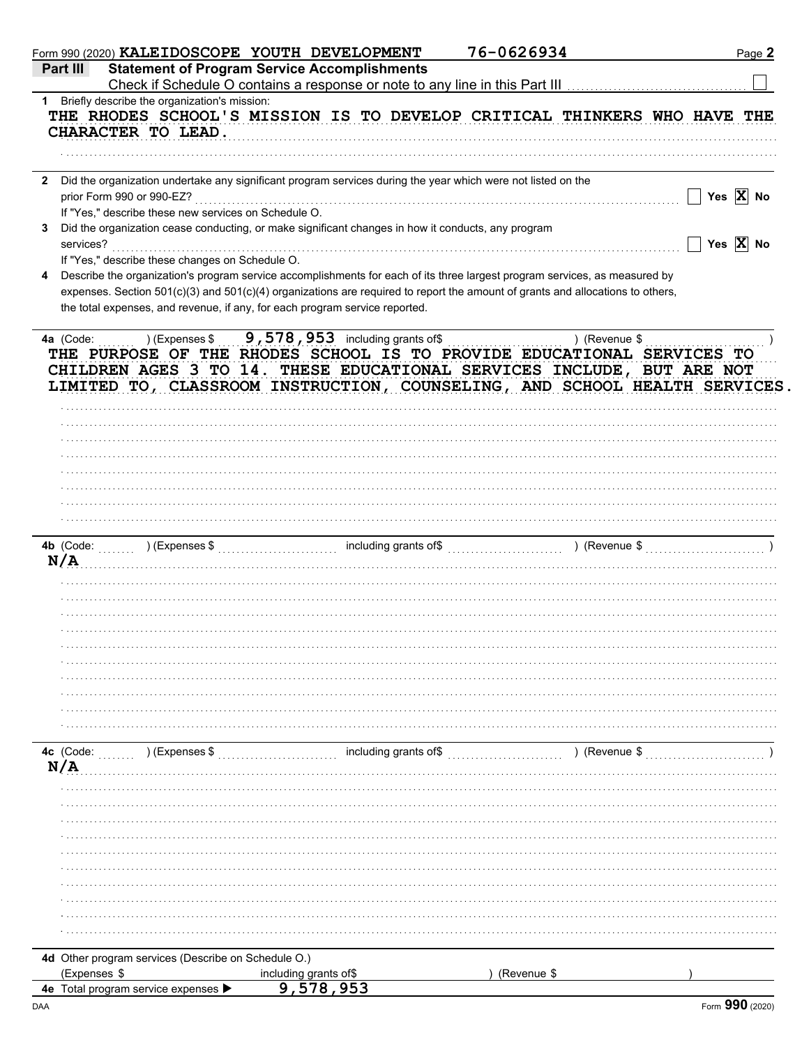Form 990 (2020) KALEIDOSCOPE YOUTH DEVELOPMENT 76-0626934

## Part III Statement of Program Service Accomplishments

Check if Schedule O contains a response or note to any line in this Part III ☐

**1** Briefly describe the organization's mission:

THE RHODES SCHOOL'S MISSION IS TO DEVELOP CRITICAL THINKERS WHO HAVE THE CHARACTER TO LEAD.

**2** Did the organization undertake any significant program services during the year which were not listed on the prior Form 990 or 990-EZ? ☐ Yes ☒ No

If "Yes," describe these new services on Schedule O.

**3** Did the organization cease conducting, or make significant changes in how it conducts, any program services? ☐ Yes ☒ No

If "Yes," describe these changes on Schedule O.

**4** Describe the organization's program service accomplishments for each of its three largest program services, as measured by expenses. Section 501(c)(3) and 501(c)(4) organizations are required to report the amount of grants and allocations to others, the total expenses, and revenue, if any, for each program service reported.

**4a** (Code: ) (Expenses $ 9,578,953 including grants of$ ) (Revenue $ )

THE PURPOSE OF THE RHODES SCHOOL IS TO PROVIDE EDUCATIONAL SERVICES TO CHILDREN AGES 3 TO 14. THESE EDUCATIONAL SERVICES INCLUDE, BUT ARE NOT LIMITED TO, CLASSROOM INSTRUCTION, COUNSELING, AND SCHOOL HEALTH SERVICES.

**4b** (Code: ) (Expenses $ including grants of$ ) (Revenue $ )

N/A

**4c** (Code: ) (Expenses $ including grants of$ ) (Revenue $ )

N/A

**4d** Other program services (Describe on Schedule O.)

(Expenses $ including grants of$ ) (Revenue $ )

**4e** Total program service expenses ▶ 9,578,953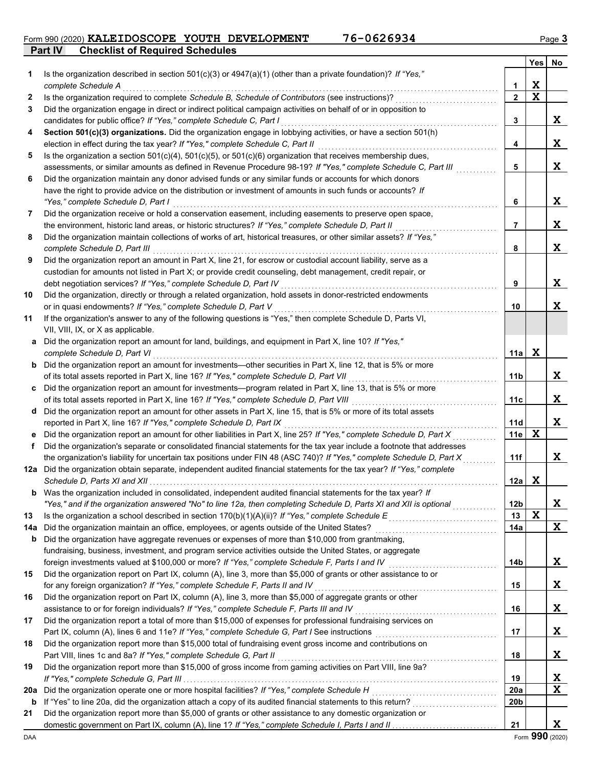Form 990 (2020) **KALEIDOSCOPE YOUTH DEVELOPMENT 76-0626934** Page **3**

## Part IV Checklist of Required Schedules

| | | | Yes | No |
|---|---|---|---|---|
| **1** | Is the organization described in section 501(c)(3) or 4947(a)(1) (other than a private foundation)? *If "Yes," complete Schedule A* | 1 | X | |
| **2** | Is the organization required to complete *Schedule B, Schedule of Contributors* (see instructions)? | 2 | X | |
| **3** | Did the organization engage in direct or indirect political campaign activities on behalf of or in opposition to candidates for public office? *If "Yes," complete Schedule C, Part I* | 3 | | X |
| **4** | **Section 501(c)(3) organizations.** Did the organization engage in lobbying activities, or have a section 501(h) election in effect during the tax year? *If "Yes," complete Schedule C, Part II* | 4 | | X |
| **5** | Is the organization a section 501(c)(4), 501(c)(5), or 501(c)(6) organization that receives membership dues, assessments, or similar amounts as defined in Revenue Procedure 98-19? *If "Yes," complete Schedule C, Part III* | 5 | | X |
| **6** | Did the organization maintain any donor advised funds or any similar funds or accounts for which donors have the right to provide advice on the distribution or investment of amounts in such funds or accounts? *If "Yes," complete Schedule D, Part I* | 6 | | X |
| **7** | Did the organization receive or hold a conservation easement, including easements to preserve open space, the environment, historic land areas, or historic structures? *If "Yes," complete Schedule D, Part II* | 7 | | X |
| **8** | Did the organization maintain collections of works of art, historical treasures, or other similar assets? *If "Yes," complete Schedule D, Part III* | 8 | | X |
| **9** | Did the organization report an amount in Part X, line 21, for escrow or custodial account liability, serve as a custodian for amounts not listed in Part X; or provide credit counseling, debt management, credit repair, or debt negotiation services? *If "Yes," complete Schedule D, Part IV* | 9 | | X |
| **10** | Did the organization, directly or through a related organization, hold assets in donor-restricted endowments or in quasi endowments? *If "Yes," complete Schedule D, Part V* | 10 | | X |
| **11** | If the organization's answer to any of the following questions is "Yes," then complete Schedule D, Parts VI, VII, VIII, IX, or X as applicable. | | | |
| **a** | Did the organization report an amount for land, buildings, and equipment in Part X, line 10? *If "Yes," complete Schedule D, Part VI* | 11a | X | |
| **b** | Did the organization report an amount for investments—other securities in Part X, line 12, that is 5% or more of its total assets reported in Part X, line 16? *If "Yes," complete Schedule D, Part VII* | 11b | | X |
| **c** | Did the organization report an amount for investments—program related in Part X, line 13, that is 5% or more of its total assets reported in Part X, line 16? *If "Yes," complete Schedule D, Part VIII* | 11c | | X |
| **d** | Did the organization report an amount for other assets in Part X, line 15, that is 5% or more of its total assets reported in Part X, line 16? *If "Yes," complete Schedule D, Part IX* | 11d | | X |
| **e** | Did the organization report an amount for other liabilities in Part X, line 25? *If "Yes," complete Schedule D, Part X* | 11e | X | |
| **f** | Did the organization's separate or consolidated financial statements for the tax year include a footnote that addresses the organization's liability for uncertain tax positions under FIN 48 (ASC 740)? *If "Yes," complete Schedule D, Part X* | 11f | | X |
| **12a** | Did the organization obtain separate, independent audited financial statements for the tax year? *If "Yes," complete Schedule D, Parts XI and XII* | 12a | X | |
| **b** | Was the organization included in consolidated, independent audited financial statements for the tax year? *If "Yes," and if the organization answered "No" to line 12a, then completing Schedule D, Parts XI and XII is optional* | 12b | | X |
| **13** | Is the organization a school described in section 170(b)(1)(A)(ii)? *If "Yes," complete Schedule E* | 13 | X | |
| **14a** | Did the organization maintain an office, employees, or agents outside of the United States? | 14a | | X |
| **b** | Did the organization have aggregate revenues or expenses of more than $10,000 from grantmaking, fundraising, business, investment, and program service activities outside the United States, or aggregate foreign investments valued at $100,000 or more? *If "Yes," complete Schedule F, Parts I and IV* | 14b | | X |
| **15** | Did the organization report on Part IX, column (A), line 3, more than $5,000 of grants or other assistance to or for any foreign organization? *If "Yes," complete Schedule F, Parts II and IV* | 15 | | X |
| **16** | Did the organization report on Part IX, column (A), line 3, more than $5,000 of aggregate grants or other assistance to or for foreign individuals? *If "Yes," complete Schedule F, Parts III and IV* | 16 | | X |
| **17** | Did the organization report a total of more than $15,000 of expenses for professional fundraising services on Part IX, column (A), lines 6 and 11e? *If "Yes," complete Schedule G, Part I* See instructions | 17 | | X |
| **18** | Did the organization report more than $15,000 total of fundraising event gross income and contributions on Part VIII, lines 1c and 8a? *If "Yes," complete Schedule G, Part II* | 18 | | X |
| **19** | Did the organization report more than $15,000 of gross income from gaming activities on Part VIII, line 9a? *If "Yes," complete Schedule G, Part III* | 19 | | X |
| **20a** | Did the organization operate one or more hospital facilities? *If "Yes," complete Schedule H* | 20a | | X |
| **b** | If "Yes" to line 20a, did the organization attach a copy of its audited financial statements to this return? | 20b | | |
| **21** | Did the organization report more than $5,000 of grants or other assistance to any domestic organization or domestic government on Part IX, column (A), line 1? *If "Yes," complete Schedule I, Parts I and II* | 21 | | X |

DAA Form **990** (2020)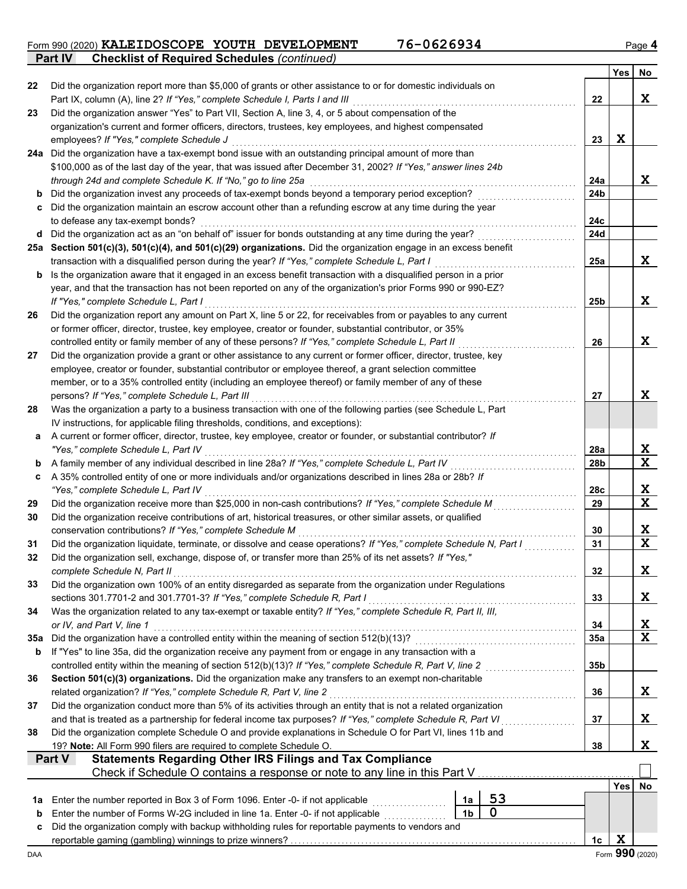Form 990 (2020) **KALEIDOSCOPE YOUTH DEVELOPMENT** **76-0626934** Page **4**

## Part IV Checklist of Required Schedules *(continued)*

| | | | Yes | No |
|---|---|---|---|---|
| 22 | Did the organization report more than $5,000 of grants or other assistance to or for domestic individuals on Part IX, column (A), line 2? *If "Yes," complete Schedule I, Parts I and III* | 22 | | X |
| 23 | Did the organization answer "Yes" to Part VII, Section A, line 3, 4, or 5 about compensation of the organization's current and former officers, directors, trustees, key employees, and highest compensated employees? *If "Yes," complete Schedule J* | 23 | X | |
| 24a | Did the organization have a tax-exempt bond issue with an outstanding principal amount of more than $100,000 as of the last day of the year, that was issued after December 31, 2002? *If "Yes," answer lines 24b through 24d and complete Schedule K. If "No," go to line 25a* | 24a | | X |
| b | Did the organization invest any proceeds of tax-exempt bonds beyond a temporary period exception? | 24b | | |
| c | Did the organization maintain an escrow account other than a refunding escrow at any time during the year to defease any tax-exempt bonds? | 24c | | |
| d | Did the organization act as an "on behalf of" issuer for bonds outstanding at any time during the year? | 24d | | |
| 25a | **Section 501(c)(3), 501(c)(4), and 501(c)(29) organizations.** Did the organization engage in an excess benefit transaction with a disqualified person during the year? *If "Yes," complete Schedule L, Part I* | 25a | | X |
| b | Is the organization aware that it engaged in an excess benefit transaction with a disqualified person in a prior year, and that the transaction has not been reported on any of the organization's prior Forms 990 or 990-EZ? *If "Yes," complete Schedule L, Part I* | 25b | | X |
| 26 | Did the organization report any amount on Part X, line 5 or 22, for receivables from or payables to any current or former officer, director, trustee, key employee, creator or founder, substantial contributor, or 35% controlled entity or family member of any of these persons? *If "Yes," complete Schedule L, Part II* | 26 | | X |
| 27 | Did the organization provide a grant or other assistance to any current or former officer, director, trustee, key employee, creator or founder, substantial contributor or employee thereof, a grant selection committee member, or to a 35% controlled entity (including an employee thereof) or family member of any of these persons? *If "Yes," complete Schedule L, Part III* | 27 | | X |
| 28 | Was the organization a party to a business transaction with one of the following parties (see Schedule L, Part IV instructions, for applicable filing thresholds, conditions, and exceptions): | | | |
| a | A current or former officer, director, trustee, key employee, creator or founder, or substantial contributor? *If "Yes," complete Schedule L, Part IV* | 28a | | X |
| b | A family member of any individual described in line 28a? *If "Yes," complete Schedule L, Part IV* | 28b | | X |
| c | A 35% controlled entity of one or more individuals and/or organizations described in lines 28a or 28b? *If "Yes," complete Schedule L, Part IV* | 28c | | X |
| 29 | Did the organization receive more than $25,000 in non-cash contributions? *If "Yes," complete Schedule M* | 29 | | X |
| 30 | Did the organization receive contributions of art, historical treasures, or other similar assets, or qualified conservation contributions? *If "Yes," complete Schedule M* | 30 | | X |
| 31 | Did the organization liquidate, terminate, or dissolve and cease operations? *If "Yes," complete Schedule N, Part I* | 31 | | X |
| 32 | Did the organization sell, exchange, dispose of, or transfer more than 25% of its net assets? *If "Yes," complete Schedule N, Part II* | 32 | | X |
| 33 | Did the organization own 100% of an entity disregarded as separate from the organization under Regulations sections 301.7701-2 and 301.7701-3? *If "Yes," complete Schedule R, Part I* | 33 | | X |
| 34 | Was the organization related to any tax-exempt or taxable entity? *If "Yes," complete Schedule R, Part II, III, or IV, and Part V, line 1* | 34 | | X |
| 35a | Did the organization have a controlled entity within the meaning of section 512(b)(13)? | 35a | | X |
| b | If "Yes" to line 35a, did the organization receive any payment from or engage in any transaction with a controlled entity within the meaning of section 512(b)(13)? *If "Yes," complete Schedule R, Part V, line 2* | 35b | | |
| 36 | **Section 501(c)(3) organizations.** Did the organization make any transfers to an exempt non-charitable related organization? *If "Yes," complete Schedule R, Part V, line 2* | 36 | | X |
| 37 | Did the organization conduct more than 5% of its activities through an entity that is not a related organization and that is treated as a partnership for federal income tax purposes? *If "Yes," complete Schedule R, Part VI* | 37 | | X |
| 38 | Did the organization complete Schedule O and provide explanations in Schedule O for Part VI, lines 11b and 19? **Note:** All Form 990 filers are required to complete Schedule O. | 38 | | X |

## Part V Statements Regarding Other IRS Filings and Tax Compliance

Check if Schedule O contains a response or note to any line in this Part V ☐

| | | | | | Yes | No |
|---|---|---|---|---|---|---|
| 1a | Enter the number reported in Box 3 of Form 1096. Enter -0- if not applicable | 1a | 53 | | | |
| b | Enter the number of Forms W-2G included in line 1a. Enter -0- if not applicable | 1b | 0 | | | |
| c | Did the organization comply with backup withholding rules for reportable payments to vendors and reportable gaming (gambling) winnings to prize winners? | | | 1c | X | |

DAA Form **990** (2020)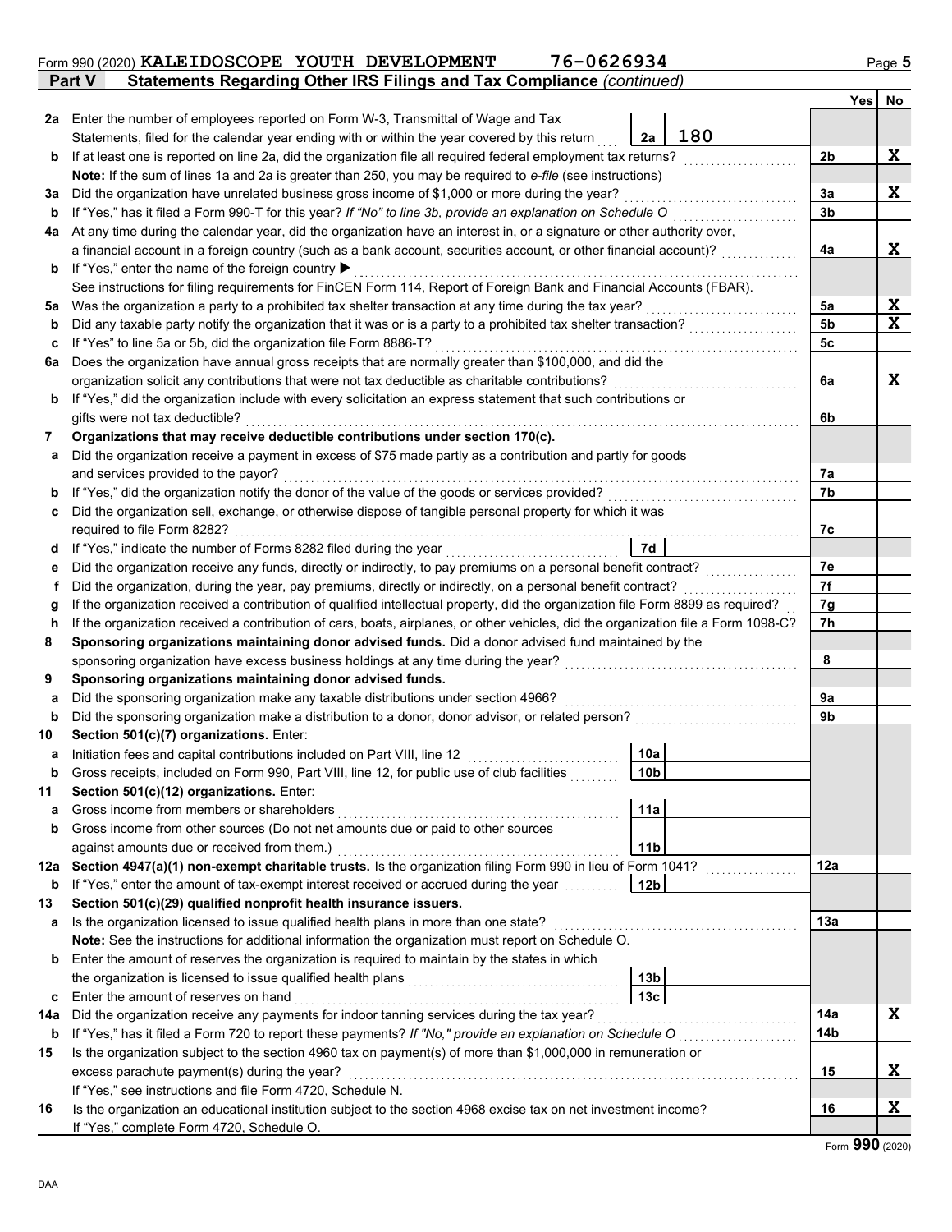Form 990 (2020) **KALEIDOSCOPE YOUTH DEVELOPMENT** **76-0626934** Page **5**

## Part V Statements Regarding Other IRS Filings and Tax Compliance *(continued)*

| | | | | Yes | No |
|---|---|---|---|---|---|
| **2a** | Enter the number of employees reported on Form W-3, Transmittal of Wage and Tax Statements, filed for the calendar year ending with or within the year covered by this return | **2a** 180 | | | |
| **b** | If at least one is reported on line 2a, did the organization file all required federal employment tax returns? | | **2b** | | X |
| | **Note:** If the sum of lines 1a and 2a is greater than 250, you may be required to *e-file* (see instructions) | | | | |
| **3a** | Did the organization have unrelated business gross income of $1,000 or more during the year? | | **3a** | | X |
| **b** | If "Yes," has it filed a Form 990-T for this year? *If "No" to line 3b, provide an explanation on Schedule O* | | **3b** | | |
| **4a** | At any time during the calendar year, did the organization have an interest in, or a signature or other authority over, a financial account in a foreign country (such as a bank account, securities account, or other financial account)? | | **4a** | | X |
| **b** | If "Yes," enter the name of the foreign country ▶ | | | | |
| | See instructions for filing requirements for FinCEN Form 114, Report of Foreign Bank and Financial Accounts (FBAR). | | | | |
| **5a** | Was the organization a party to a prohibited tax shelter transaction at any time during the tax year? | | **5a** | | X |
| **b** | Did any taxable party notify the organization that it was or is a party to a prohibited tax shelter transaction? | | **5b** | | X |
| **c** | If "Yes" to line 5a or 5b, did the organization file Form 8886-T? | | **5c** | | |
| **6a** | Does the organization have annual gross receipts that are normally greater than $100,000, and did the organization solicit any contributions that were not tax deductible as charitable contributions? | | **6a** | | X |
| **b** | If "Yes," did the organization include with every solicitation an express statement that such contributions or gifts were not tax deductible? | | **6b** | | |
| **7** | **Organizations that may receive deductible contributions under section 170(c).** | | | | |
| **a** | Did the organization receive a payment in excess of $75 made partly as a contribution and partly for goods and services provided to the payor? | | **7a** | | |
| **b** | If "Yes," did the organization notify the donor of the value of the goods or services provided? | | **7b** | | |
| **c** | Did the organization sell, exchange, or otherwise dispose of tangible personal property for which it was required to file Form 8282? | | **7c** | | |
| **d** | If "Yes," indicate the number of Forms 8282 filed during the year | **7d** | | | |
| **e** | Did the organization receive any funds, directly or indirectly, to pay premiums on a personal benefit contract? | | **7e** | | |
| **f** | Did the organization, during the year, pay premiums, directly or indirectly, on a personal benefit contract? | | **7f** | | |
| **g** | If the organization received a contribution of qualified intellectual property, did the organization file Form 8899 as required? | | **7g** | | |
| **h** | If the organization received a contribution of cars, boats, airplanes, or other vehicles, did the organization file a Form 1098-C? | | **7h** | | |
| **8** | **Sponsoring organizations maintaining donor advised funds.** Did a donor advised fund maintained by the sponsoring organization have excess business holdings at any time during the year? | | **8** | | |
| **9** | **Sponsoring organizations maintaining donor advised funds.** | | | | |
| **a** | Did the sponsoring organization make any taxable distributions under section 4966? | | **9a** | | |
| **b** | Did the sponsoring organization make a distribution to a donor, donor advisor, or related person? | | **9b** | | |
| **10** | **Section 501(c)(7) organizations.** Enter: | | | | |
| **a** | Initiation fees and capital contributions included on Part VIII, line 12 | **10a** | | | |
| **b** | Gross receipts, included on Form 990, Part VIII, line 12, for public use of club facilities | **10b** | | | |
| **11** | **Section 501(c)(12) organizations.** Enter: | | | | |
| **a** | Gross income from members or shareholders | **11a** | | | |
| **b** | Gross income from other sources (Do not net amounts due or paid to other sources against amounts due or received from them.) | **11b** | | | |
| **12a** | **Section 4947(a)(1) non-exempt charitable trusts.** Is the organization filing Form 990 in lieu of Form 1041? | | **12a** | | |
| **b** | If "Yes," enter the amount of tax-exempt interest received or accrued during the year | **12b** | | | |
| **13** | **Section 501(c)(29) qualified nonprofit health insurance issuers.** | | | | |
| **a** | Is the organization licensed to issue qualified health plans in more than one state? | | **13a** | | |
| | **Note:** See the instructions for additional information the organization must report on Schedule O. | | | | |
| **b** | Enter the amount of reserves the organization is required to maintain by the states in which the organization is licensed to issue qualified health plans | **13b** | | | |
| **c** | Enter the amount of reserves on hand | **13c** | | | |
| **14a** | Did the organization receive any payments for indoor tanning services during the tax year? | | **14a** | | X |
| **b** | If "Yes," has it filed a Form 720 to report these payments? *If "No," provide an explanation on Schedule O* | | **14b** | | |
| **15** | Is the organization subject to the section 4960 tax on payment(s) of more than $1,000,000 in remuneration or excess parachute payment(s) during the year? | | **15** | | X |
| | If "Yes," see instructions and file Form 4720, Schedule N. | | | | |
| **16** | Is the organization an educational institution subject to the section 4968 excise tax on net investment income? | | **16** | | X |
| | If "Yes," complete Form 4720, Schedule O. | | | | |

Form **990** (2020)

DAA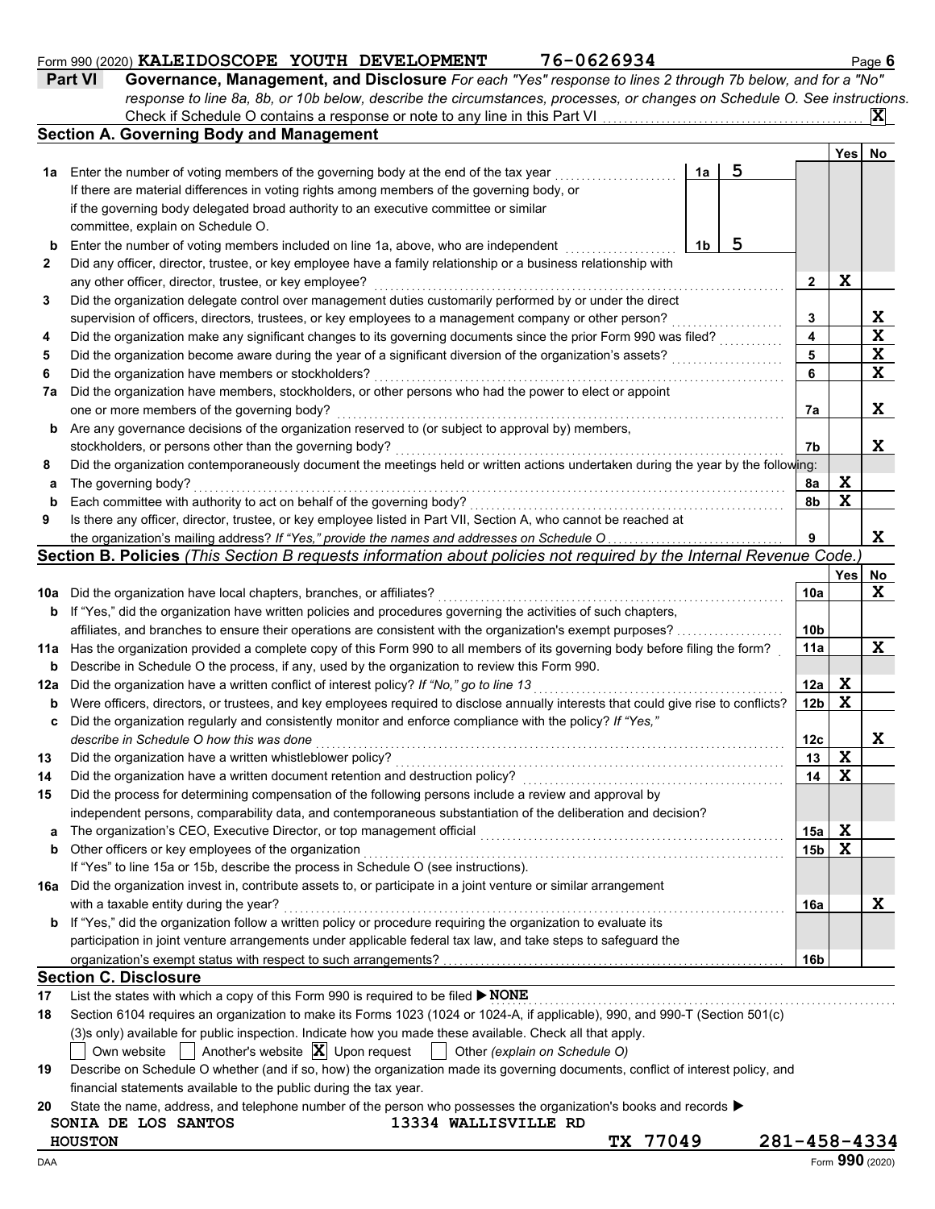Form 990 (2020) **KALEIDOSCOPE YOUTH DEVELOPMENT 76-0626934** Page **6**

## Part VI Governance, Management, and Disclosure

*For each "Yes" response to lines 2 through 7b below, and for a "No" response to line 8a, 8b, or 10b below, describe the circumstances, processes, or changes on Schedule O. See instructions.*

Check if Schedule O contains a response or note to any line in this Part VI . . . . . . . . . . **X**

### Section A. Governing Body and Management

| | | | | Yes | No |
|---|---|---|---|---|---|
| 1a | Enter the number of voting members of the governing body at the end of the tax year | 1a | 5 | | |
| | If there are material differences in voting rights among members of the governing body, or if the governing body delegated broad authority to an executive committee or similar committee, explain on Schedule O. | | | | |
| b | Enter the number of voting members included on line 1a, above, who are independent | 1b | 5 | | |
| 2 | Did any officer, director, trustee, or key employee have a family relationship or a business relationship with any other officer, director, trustee, or key employee? | | 2 | X | |
| 3 | Did the organization delegate control over management duties customarily performed by or under the direct supervision of officers, directors, trustees, or key employees to a management company or other person? | | 3 | | X |
| 4 | Did the organization make any significant changes to its governing documents since the prior Form 990 was filed? | | 4 | | X |
| 5 | Did the organization become aware during the year of a significant diversion of the organization's assets? | | 5 | | X |
| 6 | Did the organization have members or stockholders? | | 6 | | X |
| 7a | Did the organization have members, stockholders, or other persons who had the power to elect or appoint one or more members of the governing body? | | 7a | | X |
| b | Are any governance decisions of the organization reserved to (or subject to approval by) members, stockholders, or persons other than the governing body? | | 7b | | X |
| 8 | Did the organization contemporaneously document the meetings held or written actions undertaken during the year by the following: | | | | |
| a | The governing body? | | 8a | X | |
| b | Each committee with authority to act on behalf of the governing body? | | 8b | X | |
| 9 | Is there any officer, director, trustee, or key employee listed in Part VII, Section A, who cannot be reached at the organization's mailing address? *If "Yes," provide the names and addresses on Schedule O* | | 9 | | X |

### Section B. Policies *(This Section B requests information about policies not required by the Internal Revenue Code.)*

| | | | Yes | No |
|---|---|---|---|---|
| 10a | Did the organization have local chapters, branches, or affiliates? | 10a | | X |
| b | If "Yes," did the organization have written policies and procedures governing the activities of such chapters, affiliates, and branches to ensure their operations are consistent with the organization's exempt purposes? | 10b | | |
| 11a | Has the organization provided a complete copy of this Form 990 to all members of its governing body before filing the form? | 11a | | X |
| b | Describe in Schedule O the process, if any, used by the organization to review this Form 990. | | | |
| 12a | Did the organization have a written conflict of interest policy? *If "No," go to line 13* | 12a | X | |
| b | Were officers, directors, or trustees, and key employees required to disclose annually interests that could give rise to conflicts? | 12b | X | |
| c | Did the organization regularly and consistently monitor and enforce compliance with the policy? *If "Yes," describe in Schedule O how this was done* | 12c | | X |
| 13 | Did the organization have a written whistleblower policy? | 13 | X | |
| 14 | Did the organization have a written document retention and destruction policy? | 14 | X | |
| 15 | Did the process for determining compensation of the following persons include a review and approval by independent persons, comparability data, and contemporaneous substantiation of the deliberation and decision? | | | |
| a | The organization's CEO, Executive Director, or top management official | 15a | X | |
| b | Other officers or key employees of the organization | 15b | X | |
| | If "Yes" to line 15a or 15b, describe the process in Schedule O (see instructions). | | | |
| 16a | Did the organization invest in, contribute assets to, or participate in a joint venture or similar arrangement with a taxable entity during the year? | 16a | | X |
| b | If "Yes," did the organization follow a written policy or procedure requiring the organization to evaluate its participation in joint venture arrangements under applicable federal tax law, and take steps to safeguard the organization's exempt status with respect to such arrangements? | 16b | | |

### Section C. Disclosure

17 List the states with which a copy of this Form 990 is required to be filed ▶ **NONE**

18 Section 6104 requires an organization to make its Forms 1023 (1024 or 1024-A, if applicable), 990, and 990-T (Section 501(c)(3)s only) available for public inspection. Indicate how you made these available. Check all that apply.

☐ Own website ☐ Another's website ☒ Upon request ☐ Other *(explain on Schedule O)*

19 Describe on Schedule O whether (and if so, how) the organization made its governing documents, conflict of interest policy, and financial statements available to the public during the tax year.

20 State the name, address, and telephone number of the person who possesses the organization's books and records ▶

SONIA DE LOS SANTOS 13334 WALLISVILLE RD
HOUSTON TX 77049 281-458-4334

DAA Form **990** (2020)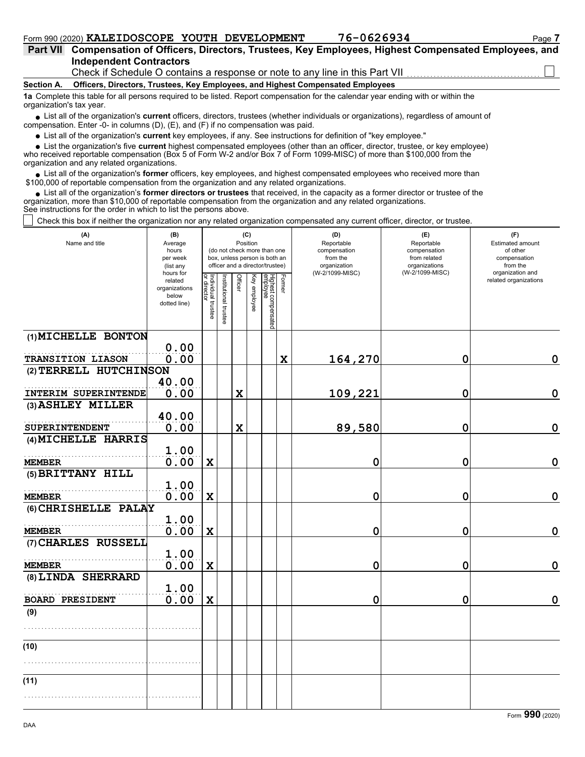Form 990 (2020) **KALEIDOSCOPE YOUTH DEVELOPMENT** **76-0626934**

## Part VII Compensation of Officers, Directors, Trustees, Key Employees, Highest Compensated Employees, and Independent Contractors

Check if Schedule O contains a response or note to any line in this Part VII ☐

**Section A. Officers, Directors, Trustees, Key Employees, and Highest Compensated Employees**

**1a** Complete this table for all persons required to be listed. Report compensation for the calendar year ending with or within the organization's tax year.

- List all of the organization's **current** officers, directors, trustees (whether individuals or organizations), regardless of amount of compensation. Enter -0- in columns (D), (E), and (F) if no compensation was paid.
- List all of the organization's **current** key employees, if any. See instructions for definition of "key employee."
- List the organization's five **current** highest compensated employees (other than an officer, director, trustee, or key employee) who received reportable compensation (Box 5 of Form W-2 and/or Box 7 of Form 1099-MISC) of more than $100,000 from the organization and any related organizations.
- List all of the organization's **former** officers, key employees, and highest compensated employees who received more than $100,000 of reportable compensation from the organization and any related organizations.
- List all of the organization's **former directors or trustees** that received, in the capacity as a former director or trustee of the organization, more than $10,000 of reportable compensation from the organization and any related organizations.

See instructions for the order in which to list the persons above.

☐ Check this box if neither the organization nor any related organization compensated any current officer, director, or trustee.

| (A) Name and title | (B) Average hours per week (list any hours for related organizations below dotted line) | (C) Position: Individual trustee or director | Institutional trustee | Officer | Key employee | Highest compensated employee | Former | (D) Reportable compensation from the organization (W-2/1099-MISC) | (E) Reportable compensation from related organizations (W-2/1099-MISC) | (F) Estimated amount of other compensation from the organization and related organizations |
|---|---|---|---|---|---|---|---|---|---|---|
| (1) **MICHELLE BONTON** TRANSITION LIASON | 0.00 / 0.00 | | | | | | X | 164,270 | 0 | 0 |
| (2) **TERRELL HUTCHINSON** INTERIM SUPERINTENDE | 40.00 / 0.00 | | | X | | | | 109,221 | 0 | 0 |
| (3) **ASHLEY MILLER** SUPERINTENDENT | 40.00 / 0.00 | | | X | | | | 89,580 | 0 | 0 |
| (4) **MICHELLE HARRIS** MEMBER | 1.00 / 0.00 | X | | | | | | 0 | 0 | 0 |
| (5) **BRITTANY HILL** MEMBER | 1.00 / 0.00 | X | | | | | | 0 | 0 | 0 |
| (6) **CHRISHELLE PALAY** MEMBER | 1.00 / 0.00 | X | | | | | | 0 | 0 | 0 |
| (7) **CHARLES RUSSELL** MEMBER | 1.00 / 0.00 | X | | | | | | 0 | 0 | 0 |
| (8) **LINDA SHERRARD** BOARD PRESIDENT | 1.00 / 0.00 | X | | | | | | 0 | 0 | 0 |
| (9) | | | | | | | | | | |
| (10) | | | | | | | | | | |
| (11) | | | | | | | | | | |

Form **990** (2020)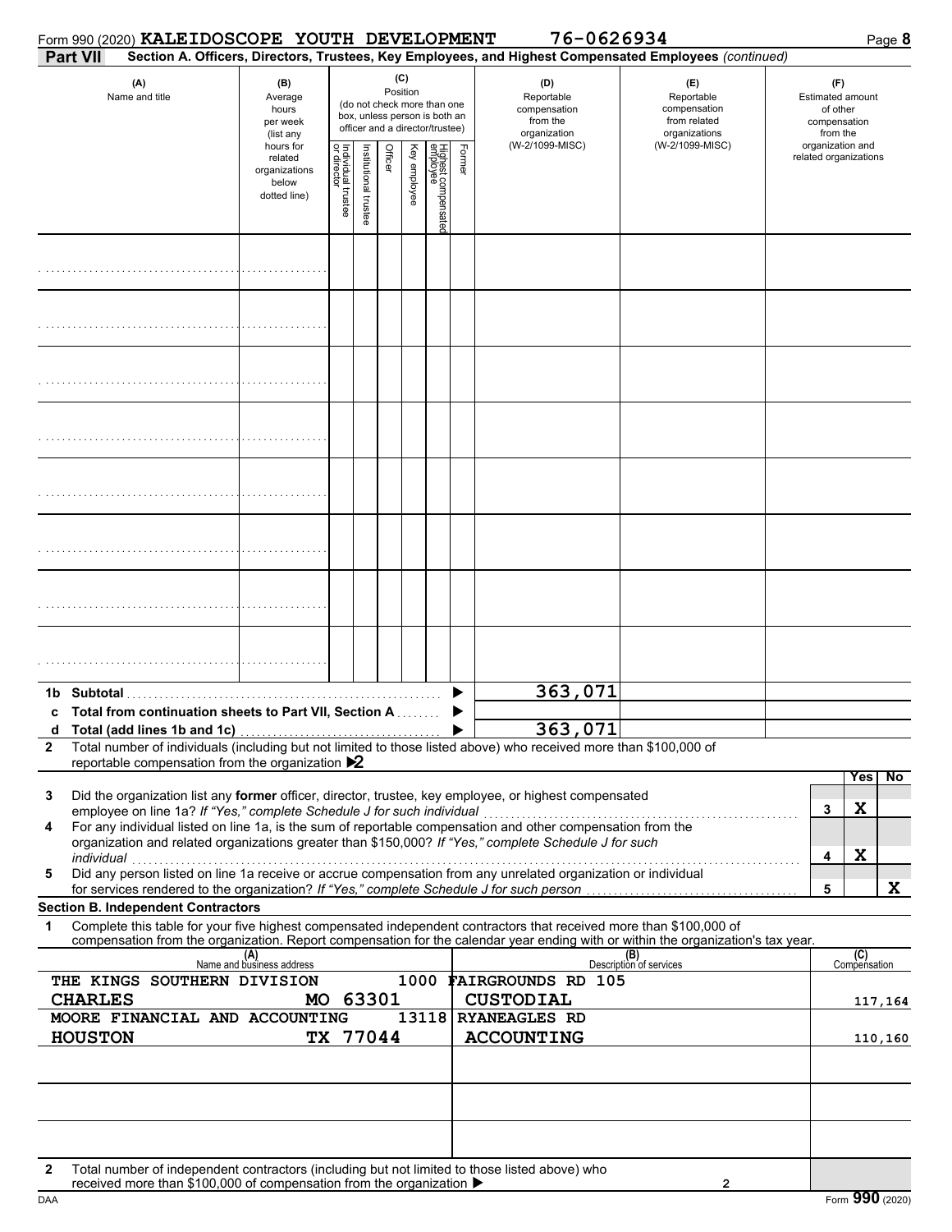Form 990 (2020) **KALEIDOSCOPE YOUTH DEVELOPMENT** **76-0626934** Page **8**

**Part VII** **Section A. Officers, Directors, Trustees, Key Employees, and Highest Compensated Employees** *(continued)*

| (A) Name and title | (B) Average hours per week (list any hours for related organizations below dotted line) | (C) Position: Individual trustee or director | Institutional trustee | Officer | Key employee | Highest compensated employee | Former | (D) Reportable compensation from the organization (W-2/1099-MISC) | (E) Reportable compensation from related organizations (W-2/1099-MISC) | (F) Estimated amount of other compensation from the organization and related organizations |
|---|---|---|---|---|---|---|---|---|---|---|
| | | | | | | | | | | |
| | | | | | | | | | | |
| | | | | | | | | | | |
| | | | | | | | | | | |
| | | | | | | | | | | |
| | | | | | | | | | | |
| | | | | | | | | | | |
| | | | | | | | | | | |
| **1b Subtotal** | | | | | | | | 363,071 | | |
| **c Total from continuation sheets to Part VII, Section A** | | | | | | | | | | |
| **d Total (add lines 1b and 1c)** | | | | | | | | 363,071 | | |

**2** Total number of individuals (including but not limited to those listed above) who received more than $100,000 of reportable compensation from the organization ▶ **2**

| | | Yes | No |
|---|---|---|---|
| **3** Did the organization list any **former** officer, director, trustee, key employee, or highest compensated employee on line 1a? *If "Yes," complete Schedule J for such individual* | 3 | X | |
| **4** For any individual listed on line 1a, is the sum of reportable compensation and other compensation from the organization and related organizations greater than $150,000? *If "Yes," complete Schedule J for such individual* | 4 | X | |
| **5** Did any person listed on line 1a receive or accrue compensation from any unrelated organization or individual for services rendered to the organization? *If "Yes," complete Schedule J for such person* | 5 | | X |

**Section B. Independent Contractors**

**1** Complete this table for your five highest compensated independent contractors that received more than $100,000 of compensation from the organization. Report compensation for the calendar year ending with or within the organization's tax year.

| (A) Name and business address | (B) Description of services | (C) Compensation |
|---|---|---|
| THE KINGS SOUTHERN DIVISION 1000 FAIRGROUNDS RD 105 CHARLES MO 63301 | CUSTODIAL | 117,164 |
| MOORE FINANCIAL AND ACCOUNTING 13118 RYANEAGLES RD HOUSTON TX 77044 | ACCOUNTING | 110,160 |
| | | |
| | | |
| | | |

**2** Total number of independent contractors (including but not limited to those listed above) who received more than $100,000 of compensation from the organization ▶ 2

DAA Form **990** (2020)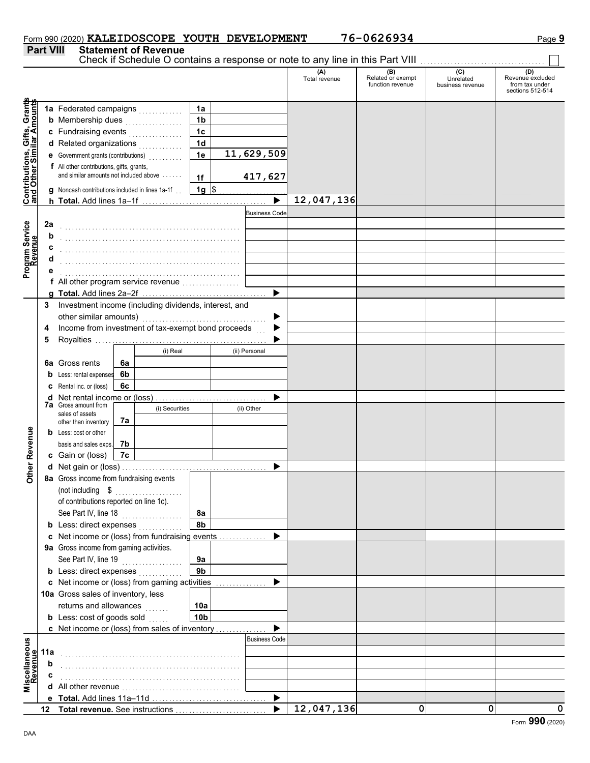Form 990 (2020) **KALEIDOSCOPE YOUTH DEVELOPMENT** **76-0626934** Page **9**

## Part VIII Statement of Revenue

Check if Schedule O contains a response or note to any line in this Part VIII ☐

| | | | | (A) Total revenue | (B) Related or exempt function revenue | (C) Unrelated business revenue | (D) Revenue excluded from tax under sections 512-514 |
|---|---|---|---|---|---|---|---|
| **Contributions, Gifts, Grants and Other Similar Amounts** | 1a Federated campaigns | 1a | | | | | |
| | b Membership dues | 1b | | | | | |
| | c Fundraising events | 1c | | | | | |
| | d Related organizations | 1d | | | | | |
| | e Government grants (contributions) | 1e | 11,629,509 | | | | |
| | f All other contributions, gifts, grants, and similar amounts not included above | 1f | 417,627 | | | | |
| | g Noncash contributions included in lines 1a-1f | 1g | $ | | | | |
| | h **Total.** Add lines 1a–1f | | ▶ | 12,047,136 | | | |
| **Program Service Revenue** | | | Business Code | | | | |
| | 2a | | | | | | |
| | b | | | | | | |
| | c | | | | | | |
| | d | | | | | | |
| | e | | | | | | |
| | f All other program service revenue | | | | | | |
| | g **Total.** Add lines 2a–2f | | ▶ | | | | |
| **Other Revenue** | 3 Investment income (including dividends, interest, and other similar amounts) | | ▶ | | | | |
| | 4 Income from investment of tax-exempt bond proceeds | | ▶ | | | | |
| | 5 Royalties | | ▶ | | | | |
| | | (i) Real | (ii) Personal | | | | |
| | 6a Gross rents | 6a | | | | | |
| | b Less: rental expenses | 6b | | | | | |
| | c Rental inc. or (loss) | 6c | | | | | |
| | d Net rental income or (loss) | | ▶ | | | | |
| | | (i) Securities | (ii) Other | | | | |
| | 7a Gross amount from sales of assets other than inventory | 7a | | | | | |
| | b Less: cost or other basis and sales exps. | 7b | | | | | |
| | c Gain or (loss) | 7c | | | | | |
| | d Net gain or (loss) | | ▶ | | | | |
| | 8a Gross income from fundraising events (not including $ of contributions reported on line 1c). See Part IV, line 18 | 8a | | | | | |
| | b Less: direct expenses | 8b | | | | | |
| | c Net income or (loss) from fundraising events | | ▶ | | | | |
| | 9a Gross income from gaming activities. See Part IV, line 19 | 9a | | | | | |
| | b Less: direct expenses | 9b | | | | | |
| | c Net income or (loss) from gaming activities | | ▶ | | | | |
| | 10a Gross sales of inventory, less returns and allowances | 10a | | | | | |
| | b Less: cost of goods sold | 10b | | | | | |
| | c Net income or (loss) from sales of inventory | | ▶ | | | | |
| **Miscellaneous Revenue** | | | Business Code | | | | |
| | 11a | | | | | | |
| | b | | | | | | |
| | c | | | | | | |
| | d All other revenue | | | | | | |
| | e **Total.** Add lines 11a–11d | | ▶ | | | | |
| | 12 **Total revenue.** See instructions | | ▶ | 12,047,136 | 0 | 0 | 0 |

Form **990** (2020)

DAA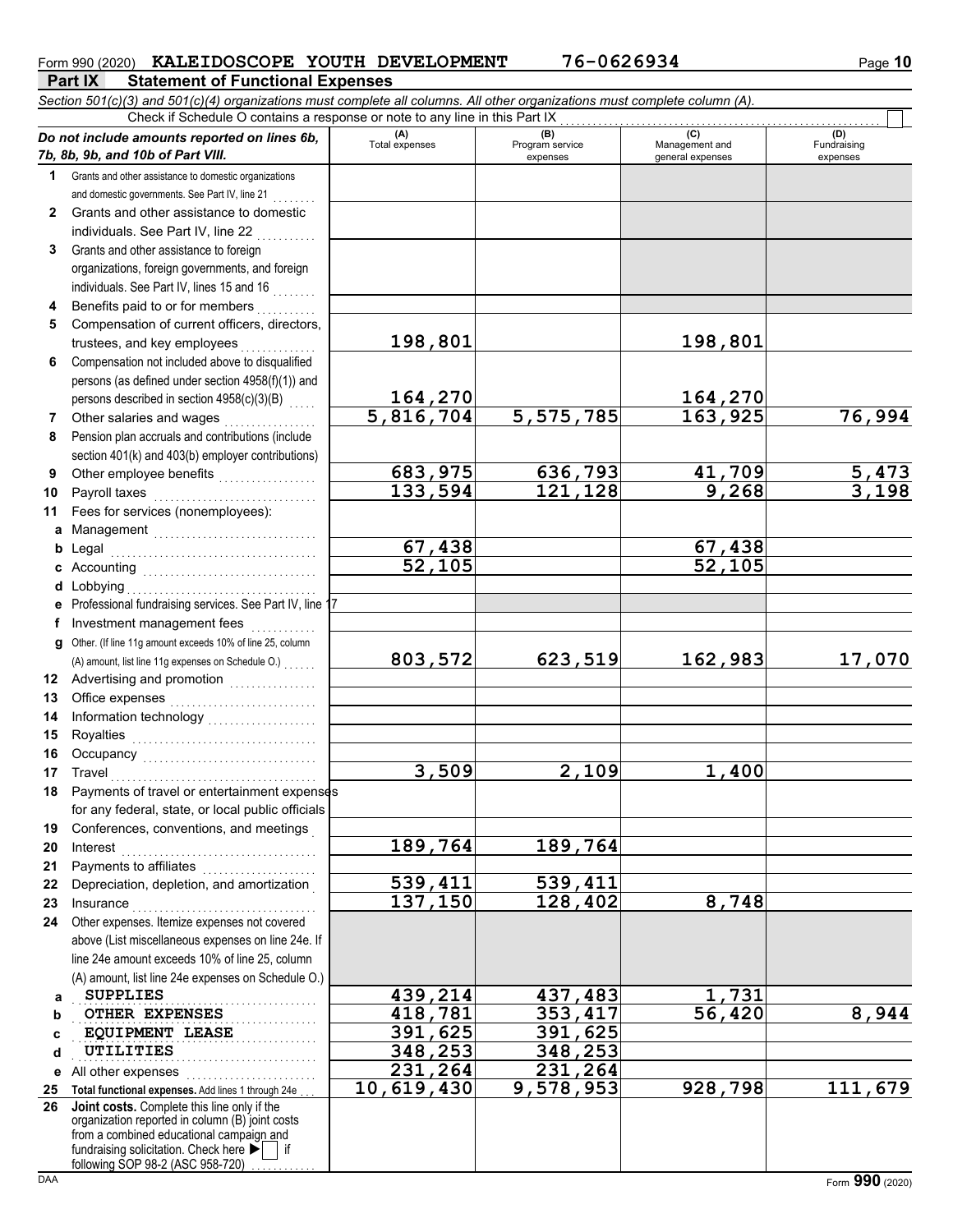Form 990 (2020) **KALEIDOSCOPE YOUTH DEVELOPMENT** **76-0626934** Page **10**

## Part IX Statement of Functional Expenses

*Section 501(c)(3) and 501(c)(4) organizations must complete all columns. All other organizations must complete column (A).*

Check if Schedule O contains a response or note to any line in this Part IX ☐

| *Do not include amounts reported on lines 6b, 7b, 8b, 9b, and 10b of Part VIII.* | (A) Total expenses | (B) Program service expenses | (C) Management and general expenses | (D) Fundraising expenses |
|---|---|---|---|---|
| **1** Grants and other assistance to domestic organizations and domestic governments. See Part IV, line 21 | | | | |
| **2** Grants and other assistance to domestic individuals. See Part IV, line 22 | | | | |
| **3** Grants and other assistance to foreign organizations, foreign governments, and foreign individuals. See Part IV, lines 15 and 16 | | | | |
| **4** Benefits paid to or for members | | | | |
| **5** Compensation of current officers, directors, trustees, and key employees | 198,801 | | 198,801 | |
| **6** Compensation not included above to disqualified persons (as defined under section 4958(f)(1)) and persons described in section 4958(c)(3)(B) | 164,270 | | 164,270 | |
| **7** Other salaries and wages | 5,816,704 | 5,575,785 | 163,925 | 76,994 |
| **8** Pension plan accruals and contributions (include section 401(k) and 403(b) employer contributions) | | | | |
| **9** Other employee benefits | 683,975 | 636,793 | 41,709 | 5,473 |
| **10** Payroll taxes | 133,594 | 121,128 | 9,268 | 3,198 |
| **11** Fees for services (nonemployees): | | | | |
| **a** Management | | | | |
| **b** Legal | 67,438 | | 67,438 | |
| **c** Accounting | 52,105 | | 52,105 | |
| **d** Lobbying | | | | |
| **e** Professional fundraising services. See Part IV, line 17 | | | | |
| **f** Investment management fees | | | | |
| **g** Other. (If line 11g amount exceeds 10% of line 25, column (A) amount, list line 11g expenses on Schedule O.) | 803,572 | 623,519 | 162,983 | 17,070 |
| **12** Advertising and promotion | | | | |
| **13** Office expenses | | | | |
| **14** Information technology | | | | |
| **15** Royalties | | | | |
| **16** Occupancy | | | | |
| **17** Travel | 3,509 | 2,109 | 1,400 | |
| **18** Payments of travel or entertainment expenses for any federal, state, or local public officials | | | | |
| **19** Conferences, conventions, and meetings | | | | |
| **20** Interest | 189,764 | 189,764 | | |
| **21** Payments to affiliates | | | | |
| **22** Depreciation, depletion, and amortization | 539,411 | 539,411 | | |
| **23** Insurance | 137,150 | 128,402 | 8,748 | |
| **24** Other expenses. Itemize expenses not covered above (List miscellaneous expenses on line 24e. If line 24e amount exceeds 10% of line 25, column (A) amount, list line 24e expenses on Schedule O.) | | | | |
| **a** SUPPLIES | 439,214 | 437,483 | 1,731 | |
| **b** OTHER EXPENSES | 418,781 | 353,417 | 56,420 | 8,944 |
| **c** EQUIPMENT LEASE | 391,625 | 391,625 | | |
| **d** UTILITIES | 348,253 | 348,253 | | |
| **e** All other expenses | 231,264 | 231,264 | | |
| **25 Total functional expenses.** Add lines 1 through 24e | 10,619,430 | 9,578,953 | 928,798 | 111,679 |
| **26 Joint costs.** Complete this line only if the organization reported in column (B) joint costs from a combined educational campaign and fundraising solicitation. Check here ▶ ☐ if following SOP 98-2 (ASC 958-720) | | | | |

DAA Form **990** (2020)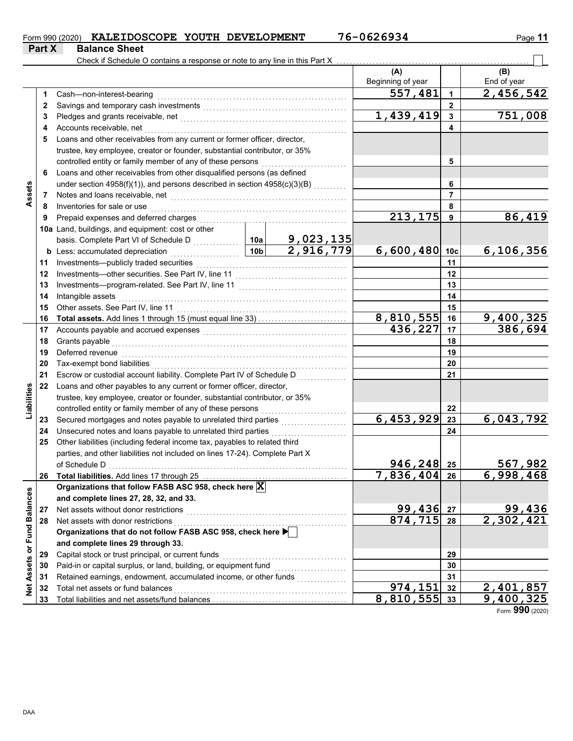Form 990 (2020) **KALEIDOSCOPE YOUTH DEVELOPMENT** **76-0626934**

## Part X Balance Sheet

Check if Schedule O contains a response or note to any line in this Part X ☐

| | | | | (A) Beginning of year | | (B) End of year |
|---|---|---|---|---|---|---|
| **Assets** | 1 | Cash—non-interest-bearing | | 557,481 | 1 | 2,456,542 |
| | 2 | Savings and temporary cash investments | | | 2 | |
| | 3 | Pledges and grants receivable, net | | 1,439,419 | 3 | 751,008 |
| | 4 | Accounts receivable, net | | | 4 | |
| | 5 | Loans and other receivables from any current or former officer, director, trustee, key employee, creator or founder, substantial contributor, or 35% controlled entity or family member of any of these persons | | | 5 | |
| | 6 | Loans and other receivables from other disqualified persons (as defined under section 4958(f)(1)), and persons described in section 4958(c)(3)(B) | | | 6 | |
| | 7 | Notes and loans receivable, net | | | 7 | |
| | 8 | Inventories for sale or use | | | 8 | |
| | 9 | Prepaid expenses and deferred charges | | 213,175 | 9 | 86,419 |
| | 10a | Land, buildings, and equipment: cost or other basis. Complete Part VI of Schedule D | 10a 9,023,135 | | | |
| | b | Less: accumulated depreciation | 10b 2,916,779 | 6,600,480 | 10c | 6,106,356 |
| | 11 | Investments—publicly traded securities | | | 11 | |
| | 12 | Investments—other securities. See Part IV, line 11 | | | 12 | |
| | 13 | Investments—program-related. See Part IV, line 11 | | | 13 | |
| | 14 | Intangible assets | | | 14 | |
| | 15 | Other assets. See Part IV, line 11 | | | 15 | |
| | 16 | **Total assets.** Add lines 1 through 15 (must equal line 33) | | 8,810,555 | 16 | 9,400,325 |
| **Liabilities** | 17 | Accounts payable and accrued expenses | | 436,227 | 17 | 386,694 |
| | 18 | Grants payable | | | 18 | |
| | 19 | Deferred revenue | | | 19 | |
| | 20 | Tax-exempt bond liabilities | | | 20 | |
| | 21 | Escrow or custodial account liability. Complete Part IV of Schedule D | | | 21 | |
| | 22 | Loans and other payables to any current or former officer, director, trustee, key employee, creator or founder, substantial contributor, or 35% controlled entity or family member of any of these persons | | | 22 | |
| | 23 | Secured mortgages and notes payable to unrelated third parties | | 6,453,929 | 23 | 6,043,792 |
| | 24 | Unsecured notes and loans payable to unrelated third parties | | | 24 | |
| | 25 | Other liabilities (including federal income tax, payables to related third parties, and other liabilities not included on lines 17-24). Complete Part X of Schedule D | | 946,248 | 25 | 567,982 |
| | 26 | **Total liabilities.** Add lines 17 through 25 | | 7,836,404 | 26 | 6,998,468 |
| **Net Assets or Fund Balances** | | **Organizations that follow FASB ASC 958, check here** ☒ **and complete lines 27, 28, 32, and 33.** | | | | |
| | 27 | Net assets without donor restrictions | | 99,436 | 27 | 99,436 |
| | 28 | Net assets with donor restrictions | | 874,715 | 28 | 2,302,421 |
| | | **Organizations that do not follow FASB ASC 958, check here** ☐ **and complete lines 29 through 33.** | | | | |
| | 29 | Capital stock or trust principal, or current funds | | | 29 | |
| | 30 | Paid-in or capital surplus, or land, building, or equipment fund | | | 30 | |
| | 31 | Retained earnings, endowment, accumulated income, or other funds | | | 31 | |
| | 32 | Total net assets or fund balances | | 974,151 | 32 | 2,401,857 |
| | 33 | Total liabilities and net assets/fund balances | | 8,810,555 | 33 | 9,400,325 |

Form **990** (2020)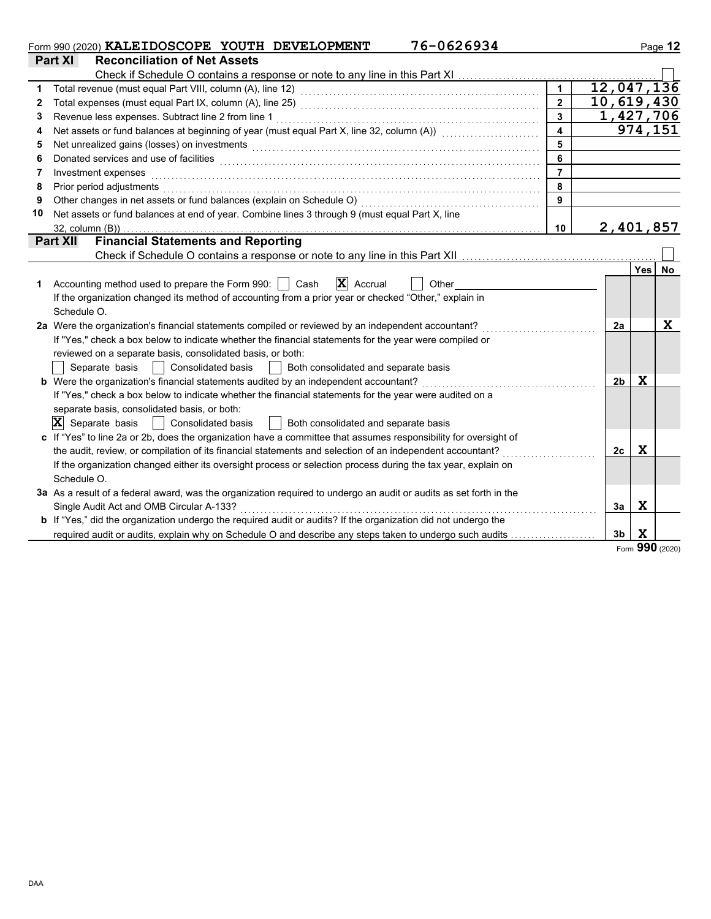Form 990 (2020) **KALEIDOSCOPE YOUTH DEVELOPMENT** 76-0626934 Page 12

## Part XI Reconciliation of Net Assets

Check if Schedule O contains a response or note to any line in this Part XI ☐

| | | | |
|---|---|---|---|
| 1 | Total revenue (must equal Part VIII, column (A), line 12) | 1 | 12,047,136 |
| 2 | Total expenses (must equal Part IX, column (A), line 25) | 2 | 10,619,430 |
| 3 | Revenue less expenses. Subtract line 2 from line 1 | 3 | 1,427,706 |
| 4 | Net assets or fund balances at beginning of year (must equal Part X, line 32, column (A)) | 4 | 974,151 |
| 5 | Net unrealized gains (losses) on investments | 5 | |
| 6 | Donated services and use of facilities | 6 | |
| 7 | Investment expenses | 7 | |
| 8 | Prior period adjustments | 8 | |
| 9 | Other changes in net assets or fund balances (explain on Schedule O) | 9 | |
| 10 | Net assets or fund balances at end of year. Combine lines 3 through 9 (must equal Part X, line 32, column (B)) | 10 | 2,401,857 |

## Part XII Financial Statements and Reporting

Check if Schedule O contains a response or note to any line in this Part XII ☐

| | | | Yes | No |
|---|---|---|---|---|
| 1 | Accounting method used to prepare the Form 990: ☐ Cash ☒ Accrual ☐ Other<br>If the organization changed its method of accounting from a prior year or checked "Other," explain in Schedule O. | | | |
| 2a | Were the organization's financial statements compiled or reviewed by an independent accountant?<br>If "Yes," check a box below to indicate whether the financial statements for the year were compiled or reviewed on a separate basis, consolidated basis, or both:<br>☐ Separate basis ☐ Consolidated basis ☐ Both consolidated and separate basis | 2a | | X |
| b | Were the organization's financial statements audited by an independent accountant?<br>If "Yes," check a box below to indicate whether the financial statements for the year were audited on a separate basis, consolidated basis, or both:<br>☒ Separate basis ☐ Consolidated basis ☐ Both consolidated and separate basis | 2b | X | |
| c | If "Yes" to line 2a or 2b, does the organization have a committee that assumes responsibility for oversight of the audit, review, or compilation of its financial statements and selection of an independent accountant?<br>If the organization changed either its oversight process or selection process during the tax year, explain on Schedule O. | 2c | X | |
| 3a | As a result of a federal award, was the organization required to undergo an audit or audits as set forth in the Single Audit Act and OMB Circular A-133? | 3a | X | |
| b | If "Yes," did the organization undergo the required audit or audits? If the organization did not undergo the required audit or audits, explain why on Schedule O and describe any steps taken to undergo such audits | 3b | X | |

Form **990** (2020)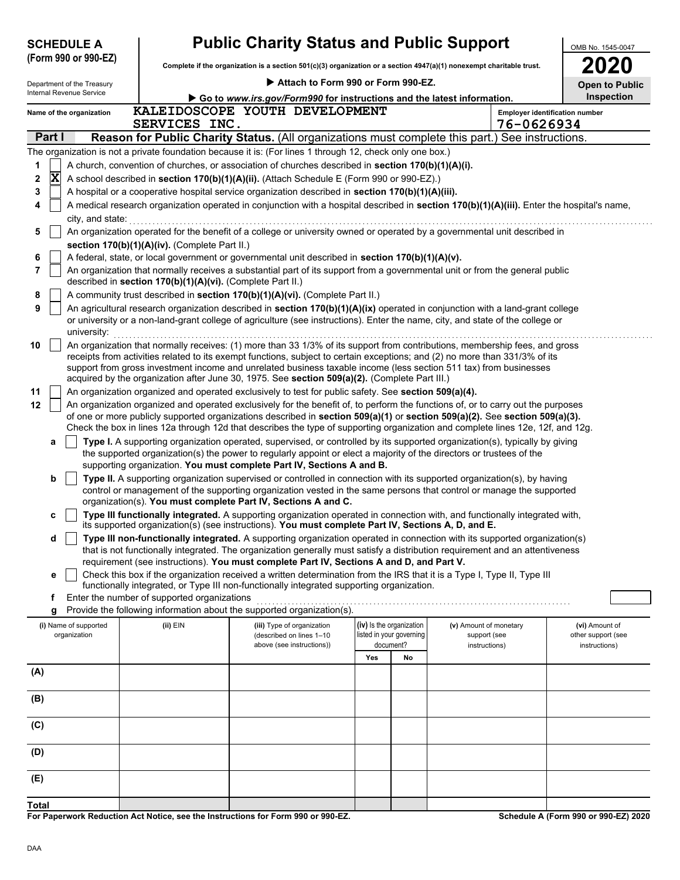**SCHEDULE A (Form 990 or 990-EZ)**

Department of the Treasury
Internal Revenue Service

# Public Charity Status and Public Support

**Complete if the organization is a section 501(c)(3) organization or a section 4947(a)(1) nonexempt charitable trust.**

▶ **Attach to Form 990 or Form 990-EZ.**

▶ **Go to www.irs.gov/Form990 for instructions and the latest information.**

OMB No. 1545-0047

**2020**

**Open to Public Inspection**

Name of the organization: KALEIDOSCOPE YOUTH DEVELOPMENT SERVICES INC.

Employer identification number: 76-0626934

## Part I — Reason for Public Charity Status. (All organizations must complete this part.) See instructions.

The organization is not a private foundation because it is: (For lines 1 through 12, check only one box.)

1. [ ] A church, convention of churches, or association of churches described in **section 170(b)(1)(A)(i).**
2. [X] A school described in **section 170(b)(1)(A)(ii).** (Attach Schedule E (Form 990 or 990-EZ).)
3. [ ] A hospital or a cooperative hospital service organization described in **section 170(b)(1)(A)(iii).**
4. [ ] A medical research organization operated in conjunction with a hospital described in **section 170(b)(1)(A)(iii).** Enter the hospital's name, city, and state:
5. [ ] An organization operated for the benefit of a college or university owned or operated by a governmental unit described in **section 170(b)(1)(A)(iv).** (Complete Part II.)
6. [ ] A federal, state, or local government or governmental unit described in **section 170(b)(1)(A)(v).**
7. [ ] An organization that normally receives a substantial part of its support from a governmental unit or from the general public described in **section 170(b)(1)(A)(vi).** (Complete Part II.)
8. [ ] A community trust described in **section 170(b)(1)(A)(vi).** (Complete Part II.)
9. [ ] An agricultural research organization described in **section 170(b)(1)(A)(ix)** operated in conjunction with a land-grant college or university or a non-land-grant college of agriculture (see instructions). Enter the name, city, and state of the college or university:
10. [ ] An organization that normally receives: (1) more than 33 1/3% of its support from contributions, membership fees, and gross receipts from activities related to its exempt functions, subject to certain exceptions; and (2) no more than 331/3% of its support from gross investment income and unrelated business taxable income (less section 511 tax) from businesses acquired by the organization after June 30, 1975. See **section 509(a)(2).** (Complete Part III.)
11. [ ] An organization organized and operated exclusively to test for public safety. See **section 509(a)(4).**
12. [ ] An organization organized and operated exclusively for the benefit of, to perform the functions of, or to carry out the purposes of one or more publicly supported organizations described in **section 509(a)(1)** or **section 509(a)(2).** See **section 509(a)(3).** Check the box in lines 12a through 12d that describes the type of supporting organization and complete lines 12e, 12f, and 12g.
   - **a** [ ] **Type I.** A supporting organization operated, supervised, or controlled by its supported organization(s), typically by giving the supported organization(s) the power to regularly appoint or elect a majority of the directors or trustees of the supporting organization. **You must complete Part IV, Sections A and B.**
   - **b** [ ] **Type II.** A supporting organization supervised or controlled in connection with its supported organization(s), by having control or management of the supporting organization vested in the same persons that control or manage the supported organization(s). **You must complete Part IV, Sections A and C.**
   - **c** [ ] **Type III functionally integrated.** A supporting organization operated in connection with, and functionally integrated with, its supported organization(s) (see instructions). **You must complete Part IV, Sections A, D, and E.**
   - **d** [ ] **Type III non-functionally integrated.** A supporting organization operated in connection with its supported organization(s) that is not functionally integrated. The organization generally must satisfy a distribution requirement and an attentiveness requirement (see instructions). **You must complete Part IV, Sections A and D, and Part V.**
   - **e** [ ] Check this box if the organization received a written determination from the IRS that it is a Type I, Type II, Type III functionally integrated, or Type III non-functionally integrated supporting organization.
   - **f** Enter the number of supported organizations
   - **g** Provide the following information about the supported organization(s).

| (i) Name of supported organization | (ii) EIN | (iii) Type of organization (described on lines 1–10 above (see instructions)) | (iv) Is the organization listed in your governing document? Yes | No | (v) Amount of monetary support (see instructions) | (vi) Amount of other support (see instructions) |
|---|---|---|---|---|---|---|
| (A) | | | | | | |
| (B) | | | | | | |
| (C) | | | | | | |
| (D) | | | | | | |
| (E) | | | | | | |
| **Total** | | | | | | |

**For Paperwork Reduction Act Notice, see the Instructions for Form 990 or 990-EZ.**

**Schedule A (Form 990 or 990-EZ) 2020**

DAA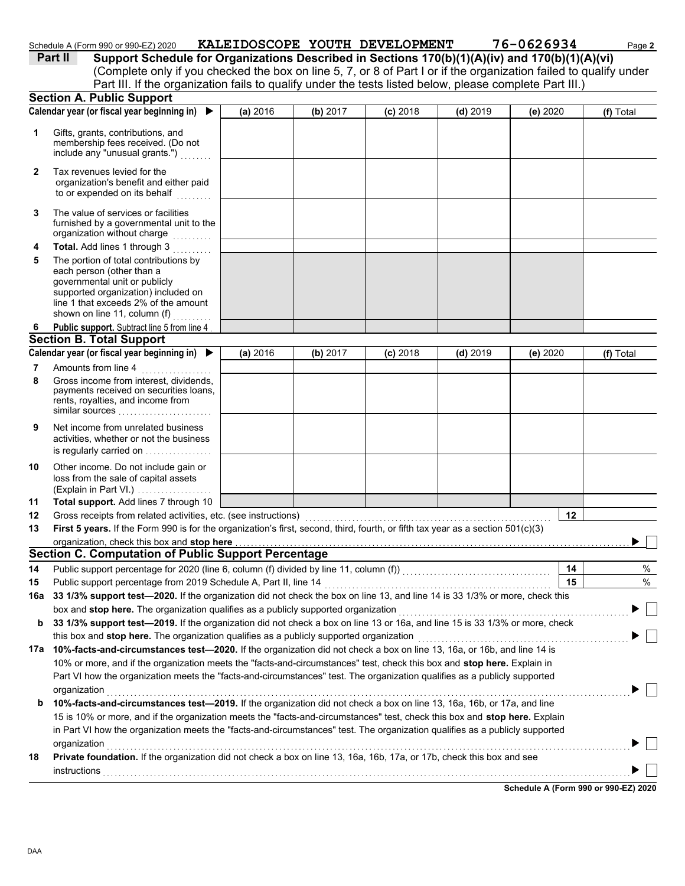Schedule A (Form 990 or 990-EZ) 2020 KALEIDOSCOPE YOUTH DEVELOPMENT 76-0626934

**Part II** **Support Schedule for Organizations Described in Sections 170(b)(1)(A)(iv) and 170(b)(1)(A)(vi)**
(Complete only if you checked the box on line 5, 7, or 8 of Part I or if the organization failed to qualify under Part III. If the organization fails to qualify under the tests listed below, please complete Part III.)

## Section A. Public Support

| Calendar year (or fiscal year beginning in) ▶ | (a) 2016 | (b) 2017 | (c) 2018 | (d) 2019 | (e) 2020 | (f) Total |
|---|---|---|---|---|---|---|
| **1** Gifts, grants, contributions, and membership fees received. (Do not include any "unusual grants.") | | | | | | |
| **2** Tax revenues levied for the organization's benefit and either paid to or expended on its behalf | | | | | | |
| **3** The value of services or facilities furnished by a governmental unit to the organization without charge | | | | | | |
| **4** **Total.** Add lines 1 through 3 | | | | | | |
| **5** The portion of total contributions by each person (other than a governmental unit or publicly supported organization) included on line 1 that exceeds 2% of the amount shown on line 11, column (f) | | | | | | |
| **6** **Public support.** Subtract line 5 from line 4 | | | | | | |

## Section B. Total Support

| Calendar year (or fiscal year beginning in) ▶ | (a) 2016 | (b) 2017 | (c) 2018 | (d) 2019 | (e) 2020 | (f) Total |
|---|---|---|---|---|---|---|
| **7** Amounts from line 4 | | | | | | |
| **8** Gross income from interest, dividends, payments received on securities loans, rents, royalties, and income from similar sources | | | | | | |
| **9** Net income from unrelated business activities, whether or not the business is regularly carried on | | | | | | |
| **10** Other income. Do not include gain or loss from the sale of capital assets (Explain in Part VI.) | | | | | | |
| **11** **Total support.** Add lines 7 through 10 | | | | | | |

**12** Gross receipts from related activities, etc. (see instructions) **12**

**13** **First 5 years.** If the Form 990 is for the organization's first, second, third, fourth, or fifth tax year as a section 501(c)(3) organization, check this box and **stop here** ▶ ☐

## Section C. Computation of Public Support Percentage

**14** Public support percentage for 2020 (line 6, column (f) divided by line 11, column (f)) **14** %

**15** Public support percentage from 2019 Schedule A, Part II, line 14 **15** %

**16a** **33 1/3% support test—2020.** If the organization did not check the box on line 13, and line 14 is 33 1/3% or more, check this box and **stop here.** The organization qualifies as a publicly supported organization ▶ ☐

**b** **33 1/3% support test—2019.** If the organization did not check a box on line 13 or 16a, and line 15 is 33 1/3% or more, check this box and **stop here.** The organization qualifies as a publicly supported organization ▶ ☐

**17a** **10%-facts-and-circumstances test—2020.** If the organization did not check a box on line 13, 16a, or 16b, and line 14 is 10% or more, and if the organization meets the "facts-and-circumstances" test, check this box and **stop here.** Explain in Part VI how the organization meets the "facts-and-circumstances" test. The organization qualifies as a publicly supported organization ▶ ☐

**b** **10%-facts-and-circumstances test—2019.** If the organization did not check a box on line 13, 16a, 16b, or 17a, and line 15 is 10% or more, and if the organization meets the "facts-and-circumstances" test, check this box and **stop here.** Explain in Part VI how the organization meets the "facts-and-circumstances" test. The organization qualifies as a publicly supported organization ▶ ☐

**18** **Private foundation.** If the organization did not check a box on line 13, 16a, 16b, 17a, or 17b, check this box and see instructions ▶ ☐

**Schedule A (Form 990 or 990-EZ) 2020**

DAA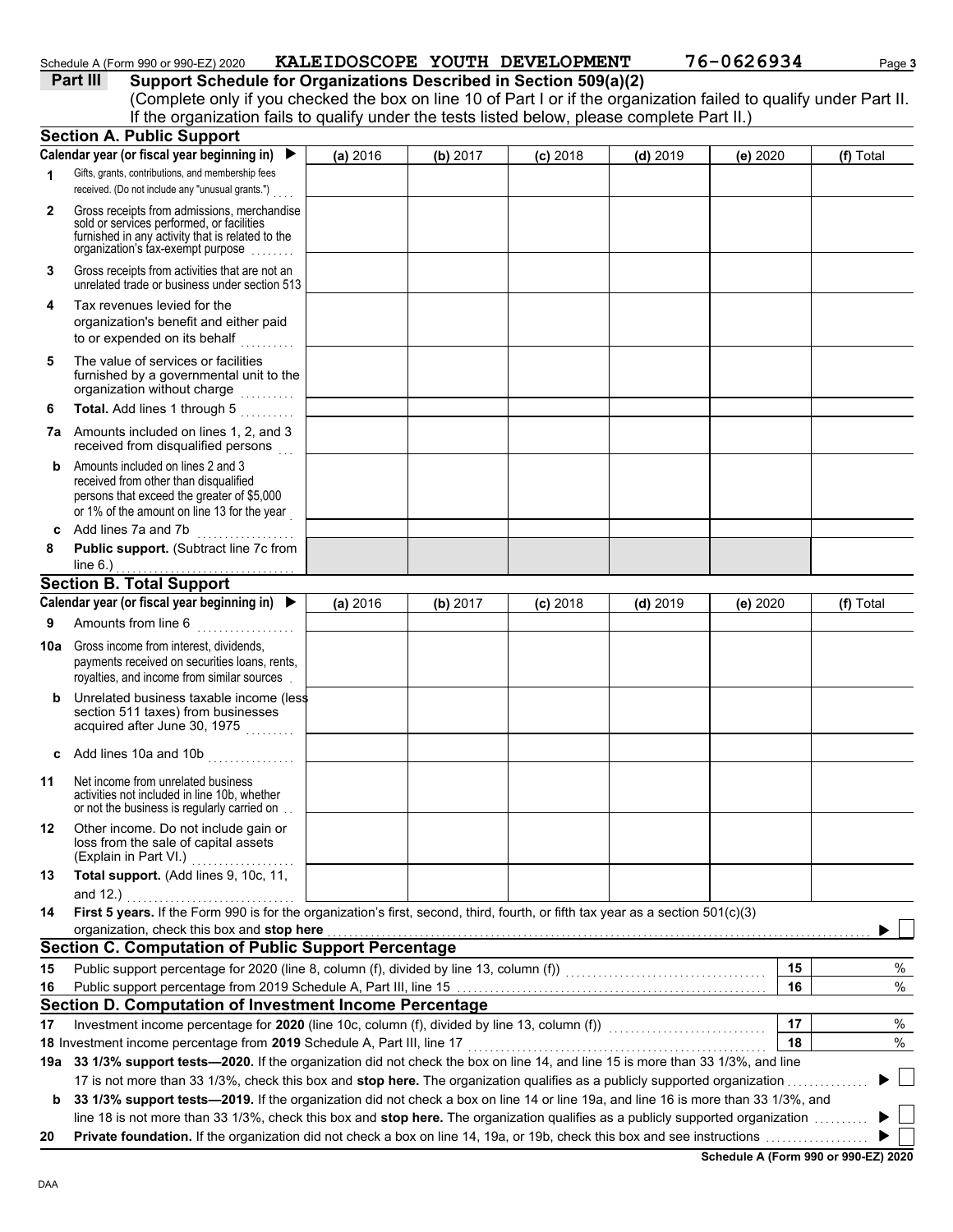Schedule A (Form 990 or 990-EZ) 2020 KALEIDOSCOPE YOUTH DEVELOPMENT 76-0626934

**Part III Support Schedule for Organizations Described in Section 509(a)(2)**

(Complete only if you checked the box on line 10 of Part I or if the organization failed to qualify under Part II. If the organization fails to qualify under the tests listed below, please complete Part II.)

## Section A. Public Support

| Calendar year (or fiscal year beginning in) ▶ | (a) 2016 | (b) 2017 | (c) 2018 | (d) 2019 | (e) 2020 | (f) Total |
|---|---|---|---|---|---|---|
| **1** Gifts, grants, contributions, and membership fees received. (Do not include any "unusual grants.") | | | | | | |
| **2** Gross receipts from admissions, merchandise sold or services performed, or facilities furnished in any activity that is related to the organization's tax-exempt purpose | | | | | | |
| **3** Gross receipts from activities that are not an unrelated trade or business under section 513 | | | | | | |
| **4** Tax revenues levied for the organization's benefit and either paid to or expended on its behalf | | | | | | |
| **5** The value of services or facilities furnished by a governmental unit to the organization without charge | | | | | | |
| **6** **Total.** Add lines 1 through 5 | | | | | | |
| **7a** Amounts included on lines 1, 2, and 3 received from disqualified persons | | | | | | |
| **b** Amounts included on lines 2 and 3 received from other than disqualified persons that exceed the greater of $5,000 or 1% of the amount on line 13 for the year | | | | | | |
| **c** Add lines 7a and 7b | | | | | | |
| **8** **Public support.** (Subtract line 7c from line 6.) | | | | | | |

## Section B. Total Support

| Calendar year (or fiscal year beginning in) ▶ | (a) 2016 | (b) 2017 | (c) 2018 | (d) 2019 | (e) 2020 | (f) Total |
|---|---|---|---|---|---|---|
| **9** Amounts from line 6 | | | | | | |
| **10a** Gross income from interest, dividends, payments received on securities loans, rents, royalties, and income from similar sources | | | | | | |
| **b** Unrelated business taxable income (less section 511 taxes) from businesses acquired after June 30, 1975 | | | | | | |
| **c** Add lines 10a and 10b | | | | | | |
| **11** Net income from unrelated business activities not included in line 10b, whether or not the business is regularly carried on | | | | | | |
| **12** Other income. Do not include gain or loss from the sale of capital assets (Explain in Part VI.) | | | | | | |
| **13** **Total support.** (Add lines 9, 10c, 11, and 12.) | | | | | | |

**14** **First 5 years.** If the Form 990 is for the organization's first, second, third, fourth, or fifth tax year as a section 501(c)(3) organization, check this box and **stop here** ▶ ☐

## Section C. Computation of Public Support Percentage

| | | | |
|---|---|---|---|
| **15** | Public support percentage for 2020 (line 8, column (f), divided by line 13, column (f)) | 15 | % |
| **16** | Public support percentage from 2019 Schedule A, Part III, line 15 | 16 | % |

## Section D. Computation of Investment Income Percentage

| | | | |
|---|---|---|---|
| **17** | Investment income percentage for **2020** (line 10c, column (f), divided by line 13, column (f)) | 17 | % |
| **18** | Investment income percentage from **2019** Schedule A, Part III, line 17 | 18 | % |

**19a** **33 1/3% support tests—2020.** If the organization did not check the box on line 14, and line 15 is more than 33 1/3%, and line 17 is not more than 33 1/3%, check this box and **stop here.** The organization qualifies as a publicly supported organization ▶ ☐

**b** **33 1/3% support tests—2019.** If the organization did not check a box on line 14 or line 19a, and line 16 is more than 33 1/3%, and line 18 is not more than 33 1/3%, check this box and **stop here.** The organization qualifies as a publicly supported organization ▶ ☐

**20** **Private foundation.** If the organization did not check a box on line 14, 19a, or 19b, check this box and see instructions ▶ ☐

**Schedule A (Form 990 or 990-EZ) 2020**

DAA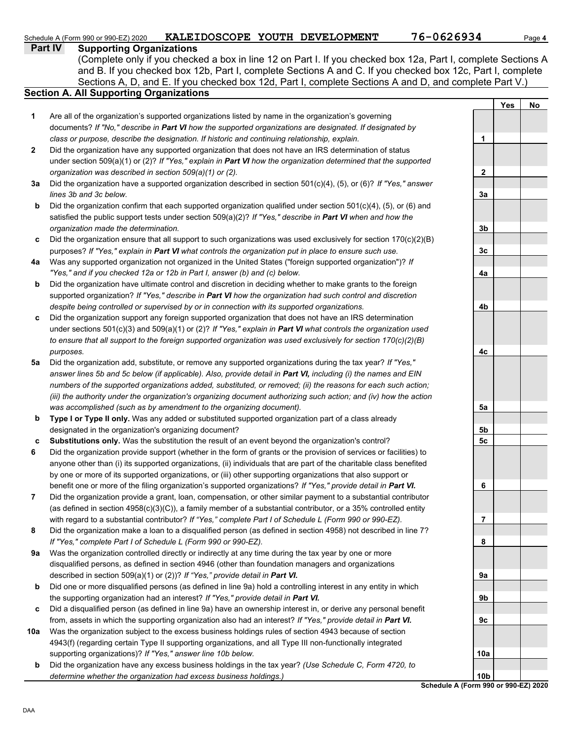Schedule A (Form 990 or 990-EZ) 2020 KALEIDOSCOPE YOUTH DEVELOPMENT 76-0626934 Page **4**

## Part IV Supporting Organizations

(Complete only if you checked a box in line 12 on Part I. If you checked box 12a, Part I, complete Sections A and B. If you checked box 12b, Part I, complete Sections A and C. If you checked box 12c, Part I, complete Sections A, D, and E. If you checked box 12d, Part I, complete Sections A and D, and complete Part V.)

### Section A. All Supporting Organizations

| | | Line | Yes | No |
|---|---|---|---|---|
| **1** | Are all of the organization's supported organizations listed by name in the organization's governing documents? *If "No," describe in* ***Part VI*** *how the supported organizations are designated. If designated by class or purpose, describe the designation. If historic and continuing relationship, explain.* | 1 | | |
| **2** | Did the organization have any supported organization that does not have an IRS determination of status under section 509(a)(1) or (2)? *If "Yes," explain in* ***Part VI*** *how the organization determined that the supported organization was described in section 509(a)(1) or (2).* | 2 | | |
| **3a** | Did the organization have a supported organization described in section 501(c)(4), (5), or (6)? *If "Yes," answer lines 3b and 3c below.* | 3a | | |
| **b** | Did the organization confirm that each supported organization qualified under section 501(c)(4), (5), or (6) and satisfied the public support tests under section 509(a)(2)? *If "Yes," describe in* ***Part VI*** *when and how the organization made the determination.* | 3b | | |
| **c** | Did the organization ensure that all support to such organizations was used exclusively for section 170(c)(2)(B) purposes? *If "Yes," explain in* ***Part VI*** *what controls the organization put in place to ensure such use.* | 3c | | |
| **4a** | Was any supported organization not organized in the United States ("foreign supported organization")? *If "Yes," and if you checked 12a or 12b in Part I, answer (b) and (c) below.* | 4a | | |
| **b** | Did the organization have ultimate control and discretion in deciding whether to make grants to the foreign supported organization? *If "Yes," describe in* ***Part VI*** *how the organization had such control and discretion despite being controlled or supervised by or in connection with its supported organizations.* | 4b | | |
| **c** | Did the organization support any foreign supported organization that does not have an IRS determination under sections 501(c)(3) and 509(a)(1) or (2)? *If "Yes," explain in* ***Part VI*** *what controls the organization used to ensure that all support to the foreign supported organization was used exclusively for section 170(c)(2)(B) purposes.* | 4c | | |
| **5a** | Did the organization add, substitute, or remove any supported organizations during the tax year? *If "Yes," answer lines 5b and 5c below (if applicable). Also, provide detail in* ***Part VI,*** *including (i) the names and EIN numbers of the supported organizations added, substituted, or removed; (ii) the reasons for each such action; (iii) the authority under the organization's organizing document authorizing such action; and (iv) how the action was accomplished (such as by amendment to the organizing document).* | 5a | | |
| **b** | **Type I or Type II only.** Was any added or substituted supported organization part of a class already designated in the organization's organizing document? | 5b | | |
| **c** | **Substitutions only.** Was the substitution the result of an event beyond the organization's control? | 5c | | |
| **6** | Did the organization provide support (whether in the form of grants or the provision of services or facilities) to anyone other than (i) its supported organizations, (ii) individuals that are part of the charitable class benefited by one or more of its supported organizations, or (iii) other supporting organizations that also support or benefit one or more of the filing organization's supported organizations? *If "Yes," provide detail in* ***Part VI.*** | 6 | | |
| **7** | Did the organization provide a grant, loan, compensation, or other similar payment to a substantial contributor (as defined in section 4958(c)(3)(C)), a family member of a substantial contributor, or a 35% controlled entity with regard to a substantial contributor? *If "Yes," complete Part I of Schedule L (Form 990 or 990-EZ).* | 7 | | |
| **8** | Did the organization make a loan to a disqualified person (as defined in section 4958) not described in line 7? *If "Yes," complete Part I of Schedule L (Form 990 or 990-EZ).* | 8 | | |
| **9a** | Was the organization controlled directly or indirectly at any time during the tax year by one or more disqualified persons, as defined in section 4946 (other than foundation managers and organizations described in section 509(a)(1) or (2))? *If "Yes," provide detail in* ***Part VI.*** | 9a | | |
| **b** | Did one or more disqualified persons (as defined in line 9a) hold a controlling interest in any entity in which the supporting organization had an interest? *If "Yes," provide detail in* ***Part VI.*** | 9b | | |
| **c** | Did a disqualified person (as defined in line 9a) have an ownership interest in, or derive any personal benefit from, assets in which the supporting organization also had an interest? *If "Yes," provide detail in* ***Part VI.*** | 9c | | |
| **10a** | Was the organization subject to the excess business holdings rules of section 4943 because of section 4943(f) (regarding certain Type II supporting organizations, and all Type III non-functionally integrated supporting organizations)? *If "Yes," answer line 10b below.* | 10a | | |
| **b** | Did the organization have any excess business holdings in the tax year? *(Use Schedule C, Form 4720, to determine whether the organization had excess business holdings.)* | 10b | | |

**Schedule A (Form 990 or 990-EZ) 2020**

DAA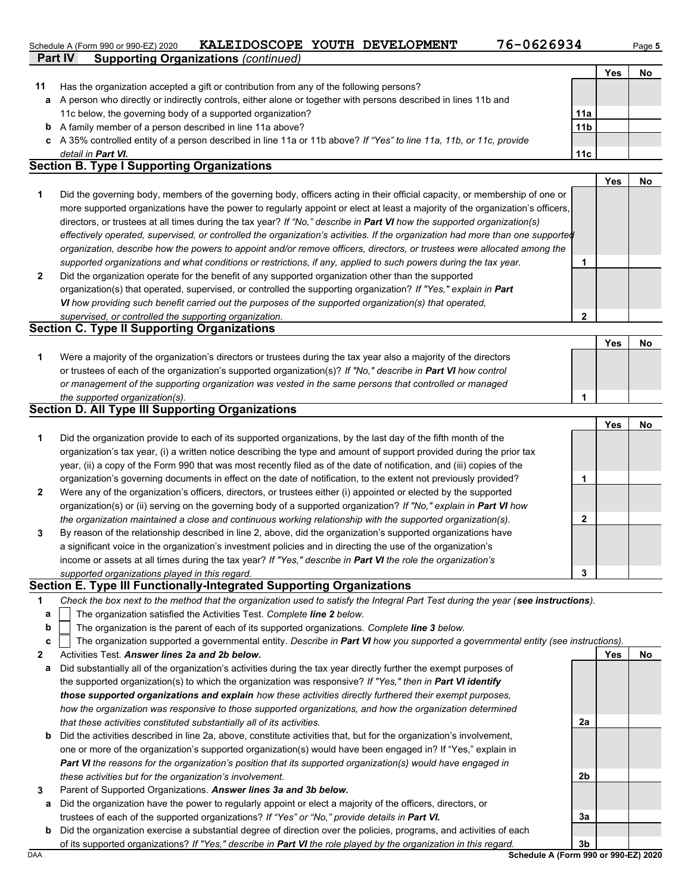Schedule A (Form 990 or 990-EZ) 2020 **KALEIDOSCOPE YOUTH DEVELOPMENT** **76-0626934** Page **5**

## Part IV Supporting Organizations *(continued)*

| | | | Yes | No |
|---|---|---|---|---|
| **11** | Has the organization accepted a gift or contribution from any of the following persons? | | | |
| **a** | A person who directly or indirectly controls, either alone or together with persons described in lines 11b and 11c below, the governing body of a supported organization? | **11a** | | |
| **b** | A family member of a person described in line 11a above? | **11b** | | |
| **c** | A 35% controlled entity of a person described in line 11a or 11b above? *If "Yes" to line 11a, 11b, or 11c, provide detail in* ***Part VI.*** | **11c** | | |

### Section B. Type I Supporting Organizations

| | | | Yes | No |
|---|---|---|---|---|
| **1** | Did the governing body, members of the governing body, officers acting in their official capacity, or membership of one or more supported organizations have the power to regularly appoint or elect at least a majority of the organization's officers, directors, or trustees at all times during the tax year? *If "No," describe in* ***Part VI*** *how the supported organization(s) effectively operated, supervised, or controlled the organization's activities. If the organization had more than one supported organization, describe how the powers to appoint and/or remove officers, directors, or trustees were allocated among the supported organizations and what conditions or restrictions, if any, applied to such powers during the tax year.* | **1** | | |
| **2** | Did the organization operate for the benefit of any supported organization other than the supported organization(s) that operated, supervised, or controlled the supporting organization? *If "Yes," explain in* ***Part VI*** *how providing such benefit carried out the purposes of the supported organization(s) that operated, supervised, or controlled the supporting organization.* | **2** | | |

### Section C. Type II Supporting Organizations

| | | | Yes | No |
|---|---|---|---|---|
| **1** | Were a majority of the organization's directors or trustees during the tax year also a majority of the directors or trustees of each of the organization's supported organization(s)? *If "No," describe in* ***Part VI*** *how control or management of the supporting organization was vested in the same persons that controlled or managed the supported organization(s).* | **1** | | |

### Section D. All Type III Supporting Organizations

| | | | Yes | No |
|---|---|---|---|---|
| **1** | Did the organization provide to each of its supported organizations, by the last day of the fifth month of the organization's tax year, (i) a written notice describing the type and amount of support provided during the prior tax year, (ii) a copy of the Form 990 that was most recently filed as of the date of notification, and (iii) copies of the organization's governing documents in effect on the date of notification, to the extent not previously provided? | **1** | | |
| **2** | Were any of the organization's officers, directors, or trustees either (i) appointed or elected by the supported organization(s) or (ii) serving on the governing body of a supported organization? *If "No," explain in* ***Part VI*** *how the organization maintained a close and continuous working relationship with the supported organization(s).* | **2** | | |
| **3** | By reason of the relationship described in line 2, above, did the organization's supported organizations have a significant voice in the organization's investment policies and in directing the use of the organization's income or assets at all times during the tax year? *If "Yes," describe in* ***Part VI*** *the role the organization's supported organizations played in this regard.* | **3** | | |

### Section E. Type III Functionally-Integrated Supporting Organizations

**1** *Check the box next to the method that the organization used to satisfy the Integral Part Test during the year (****see instructions****).*

- **a** ☐ The organization satisfied the Activities Test. *Complete* ***line 2*** *below.*
- **b** ☐ The organization is the parent of each of its supported organizations. *Complete* ***line 3*** *below.*
- **c** ☐ The organization supported a governmental entity. *Describe in* ***Part VI*** *how you supported a governmental entity (see instructions).*

| | | | Yes | No |
|---|---|---|---|---|
| **2** | Activities Test. ***Answer lines 2a and 2b below.*** | | | |
| **a** | Did substantially all of the organization's activities during the tax year directly further the exempt purposes of the supported organization(s) to which the organization was responsive? *If "Yes," then in* ***Part VI identify those supported organizations and explain*** *how these activities directly furthered their exempt purposes, how the organization was responsive to those supported organizations, and how the organization determined that these activities constituted substantially all of its activities.* | **2a** | | |
| **b** | Did the activities described in line 2a, above, constitute activities that, but for the organization's involvement, one or more of the organization's supported organization(s) would have been engaged in? If "Yes," explain in ***Part VI*** *the reasons for the organization's position that its supported organization(s) would have engaged in these activities but for the organization's involvement.* | **2b** | | |
| **3** | Parent of Supported Organizations. ***Answer lines 3a and 3b below.*** | | | |
| **a** | Did the organization have the power to regularly appoint or elect a majority of the officers, directors, or trustees of each of the supported organizations? *If "Yes" or "No," provide details in* ***Part VI.*** | **3a** | | |
| **b** | Did the organization exercise a substantial degree of direction over the policies, programs, and activities of each of its supported organizations? *If "Yes," describe in* ***Part VI*** *the role played by the organization in this regard.* | **3b** | | |

DAA **Schedule A (Form 990 or 990-EZ) 2020**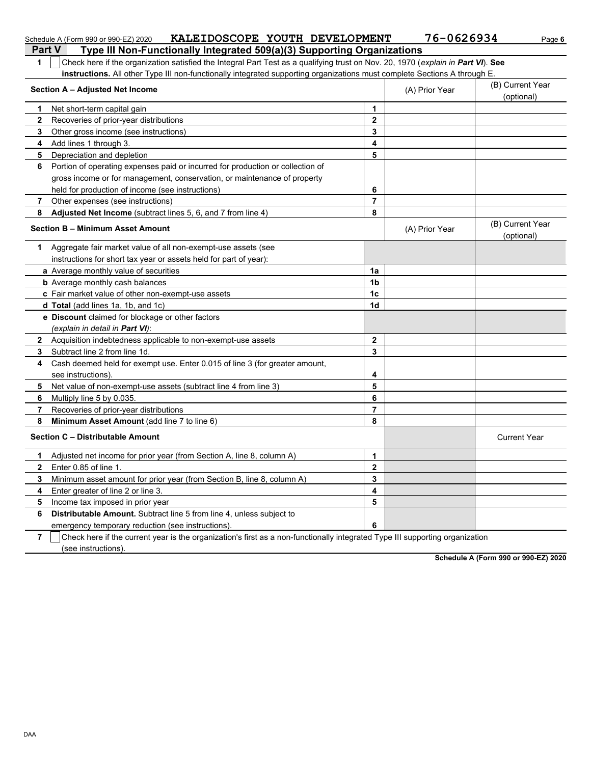Schedule A (Form 990 or 990-EZ) 2020 KALEIDOSCOPE YOUTH DEVELOPMENT 76-0626934

## Part V Type III Non-Functionally Integrated 509(a)(3) Supporting Organizations

**1** ☐ Check here if the organization satisfied the Integral Part Test as a qualifying trust on Nov. 20, 1970 (*explain in **Part VI***). **See instructions.** All other Type III non-functionally integrated supporting organizations must complete Sections A through E.

| **Section A – Adjusted Net Income** | | (A) Prior Year | (B) Current Year (optional) |
|---|---|---|---|
| **1** Net short-term capital gain | **1** | | |
| **2** Recoveries of prior-year distributions | **2** | | |
| **3** Other gross income (see instructions) | **3** | | |
| **4** Add lines 1 through 3. | **4** | | |
| **5** Depreciation and depletion | **5** | | |
| **6** Portion of operating expenses paid or incurred for production or collection of gross income or for management, conservation, or maintenance of property held for production of income (see instructions) | **6** | | |
| **7** Other expenses (see instructions) | **7** | | |
| **8** **Adjusted Net Income** (subtract lines 5, 6, and 7 from line 4) | **8** | | |

| **Section B – Minimum Asset Amount** | | (A) Prior Year | (B) Current Year (optional) |
|---|---|---|---|
| **1** Aggregate fair market value of all non-exempt-use assets (see instructions for short tax year or assets held for part of year): | | | |
| **a** Average monthly value of securities | **1a** | | |
| **b** Average monthly cash balances | **1b** | | |
| **c** Fair market value of other non-exempt-use assets | **1c** | | |
| **d** **Total** (add lines 1a, 1b, and 1c) | **1d** | | |
| **e** **Discount** claimed for blockage or other factors (*explain in detail in **Part VI***): | | | |
| **2** Acquisition indebtedness applicable to non-exempt-use assets | **2** | | |
| **3** Subtract line 2 from line 1d. | **3** | | |
| **4** Cash deemed held for exempt use. Enter 0.015 of line 3 (for greater amount, see instructions). | **4** | | |
| **5** Net value of non-exempt-use assets (subtract line 4 from line 3) | **5** | | |
| **6** Multiply line 5 by 0.035. | **6** | | |
| **7** Recoveries of prior-year distributions | **7** | | |
| **8** **Minimum Asset Amount** (add line 7 to line 6) | **8** | | |

| **Section C – Distributable Amount** | | | Current Year |
|---|---|---|---|
| **1** Adjusted net income for prior year (from Section A, line 8, column A) | **1** | | |
| **2** Enter 0.85 of line 1. | **2** | | |
| **3** Minimum asset amount for prior year (from Section B, line 8, column A) | **3** | | |
| **4** Enter greater of line 2 or line 3. | **4** | | |
| **5** Income tax imposed in prior year | **5** | | |
| **6** **Distributable Amount.** Subtract line 5 from line 4, unless subject to emergency temporary reduction (see instructions). | **6** | | |

**7** ☐ Check here if the current year is the organization's first as a non-functionally integrated Type III supporting organization (see instructions).

**Schedule A (Form 990 or 990-EZ) 2020**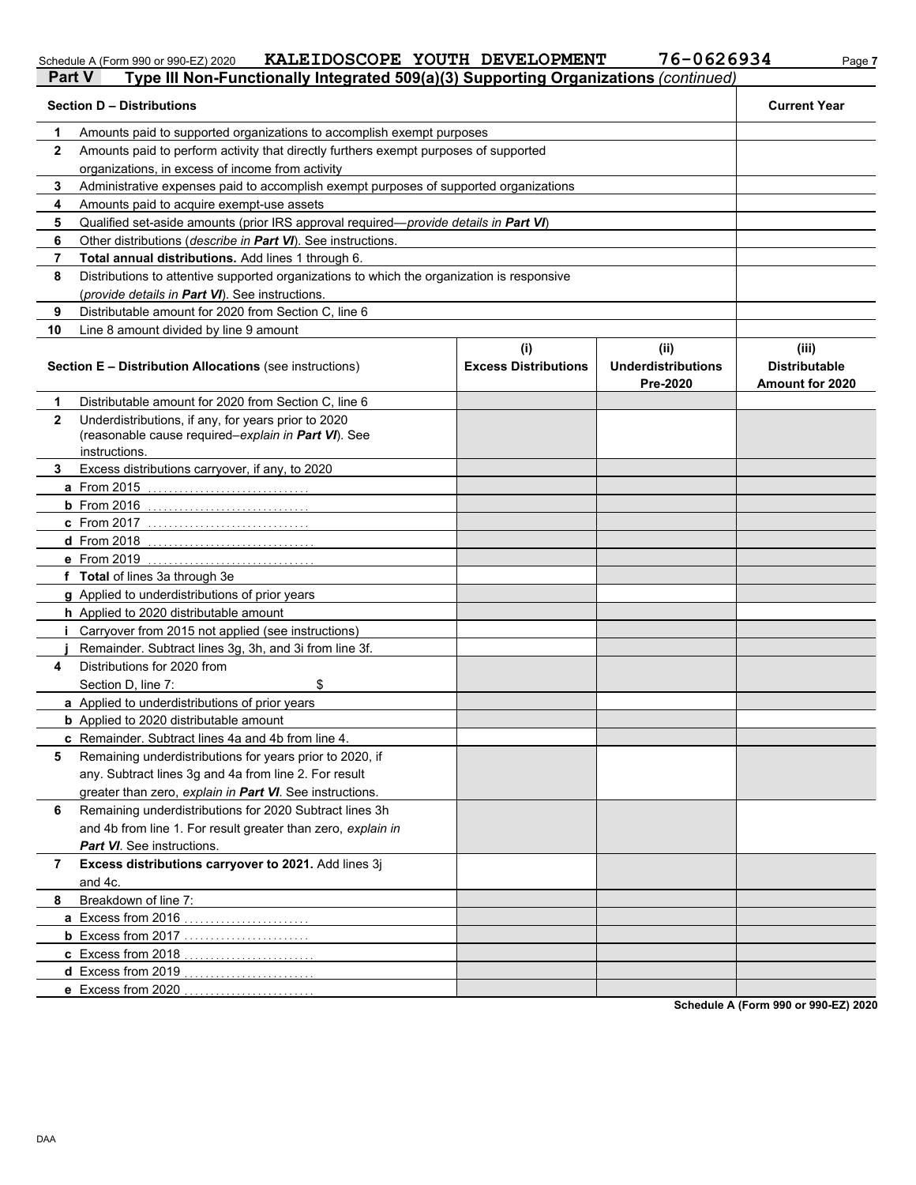Schedule A (Form 990 or 990-EZ) 2020 KALEIDOSCOPE YOUTH DEVELOPMENT 76-0626934

## Part V Type III Non-Functionally Integrated 509(a)(3) Supporting Organizations *(continued)*

| Section D – Distributions | | Current Year |
|---|---|---|
| 1 | Amounts paid to supported organizations to accomplish exempt purposes | |
| 2 | Amounts paid to perform activity that directly furthers exempt purposes of supported organizations, in excess of income from activity | |
| 3 | Administrative expenses paid to accomplish exempt purposes of supported organizations | |
| 4 | Amounts paid to acquire exempt-use assets | |
| 5 | Qualified set-aside amounts (prior IRS approval required—*provide details in **Part VI***) | |
| 6 | Other distributions (*describe in **Part VI***). See instructions. | |
| 7 | **Total annual distributions.** Add lines 1 through 6. | |
| 8 | Distributions to attentive supported organizations to which the organization is responsive (*provide details in **Part VI***). See instructions. | |
| 9 | Distributable amount for 2020 from Section C, line 6 | |
| 10 | Line 8 amount divided by line 9 amount | |

| | Section E – Distribution Allocations (see instructions) | (i) Excess Distributions | (ii) Underdistributions Pre-2020 | (iii) Distributable Amount for 2020 |
|---|---|---|---|---|
| 1 | Distributable amount for 2020 from Section C, line 6 | | | |
| 2 | Underdistributions, if any, for years prior to 2020 (reasonable cause required–*explain in **Part VI***). See instructions. | | | |
| 3 | Excess distributions carryover, if any, to 2020 | | | |
| a | From 2015 | | | |
| b | From 2016 | | | |
| c | From 2017 | | | |
| d | From 2018 | | | |
| e | From 2019 | | | |
| f | **Total** of lines 3a through 3e | | | |
| g | Applied to underdistributions of prior years | | | |
| h | Applied to 2020 distributable amount | | | |
| i | Carryover from 2015 not applied (see instructions) | | | |
| j | Remainder. Subtract lines 3g, 3h, and 3i from line 3f. | | | |
| 4 | Distributions for 2020 from Section D, line 7: $ | | | |
| a | Applied to underdistributions of prior years | | | |
| b | Applied to 2020 distributable amount | | | |
| c | Remainder. Subtract lines 4a and 4b from line 4. | | | |
| 5 | Remaining underdistributions for years prior to 2020, if any. Subtract lines 3g and 4a from line 2. For result greater than zero, *explain in **Part VI***. See instructions. | | | |
| 6 | Remaining underdistributions for 2020 Subtract lines 3h and 4b from line 1. For result greater than zero, *explain in **Part VI***. See instructions. | | | |
| 7 | **Excess distributions carryover to 2021.** Add lines 3j and 4c. | | | |
| 8 | Breakdown of line 7: | | | |
| a | Excess from 2016 | | | |
| b | Excess from 2017 | | | |
| c | Excess from 2018 | | | |
| d | Excess from 2019 | | | |
| e | Excess from 2020 | | | |

**Schedule A (Form 990 or 990-EZ) 2020**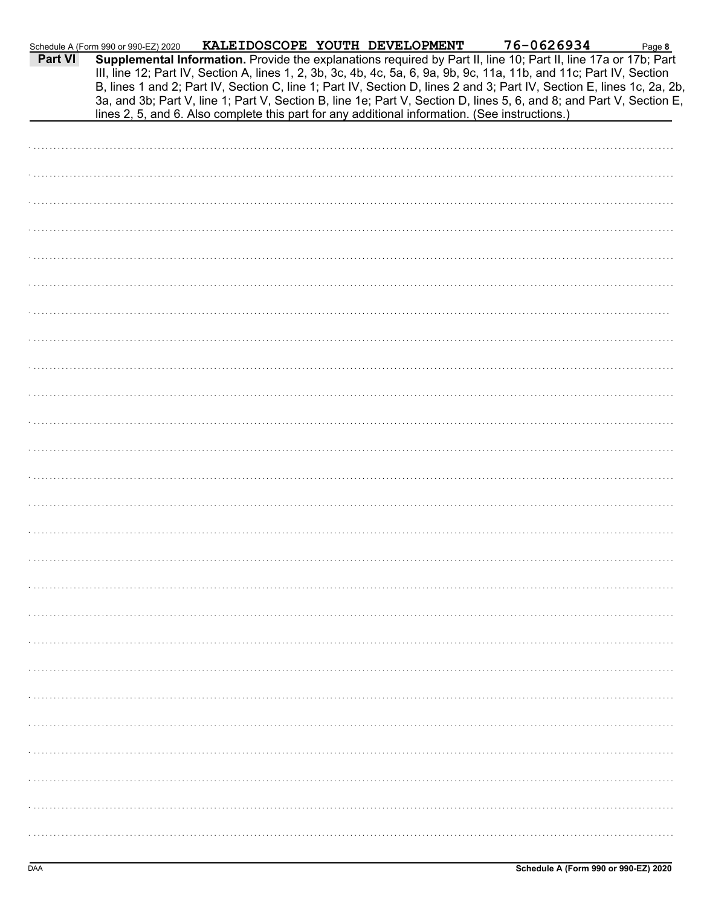Schedule A (Form 990 or 990-EZ) 2020 KALEIDOSCOPE YOUTH DEVELOPMENT 76-0626934

**Part VI** **Supplemental Information.** Provide the explanations required by Part II, line 10; Part II, line 17a or 17b; Part III, line 12; Part IV, Section A, lines 1, 2, 3b, 3c, 4b, 4c, 5a, 6, 9a, 9b, 9c, 11a, 11b, and 11c; Part IV, Section B, lines 1 and 2; Part IV, Section C, line 1; Part IV, Section D, lines 2 and 3; Part IV, Section E, lines 1c, 2a, 2b, 3a, and 3b; Part V, line 1; Part V, Section B, line 1e; Part V, Section D, lines 5, 6, and 8; and Part V, Section E, lines 2, 5, and 6. Also complete this part for any additional information. (See instructions.)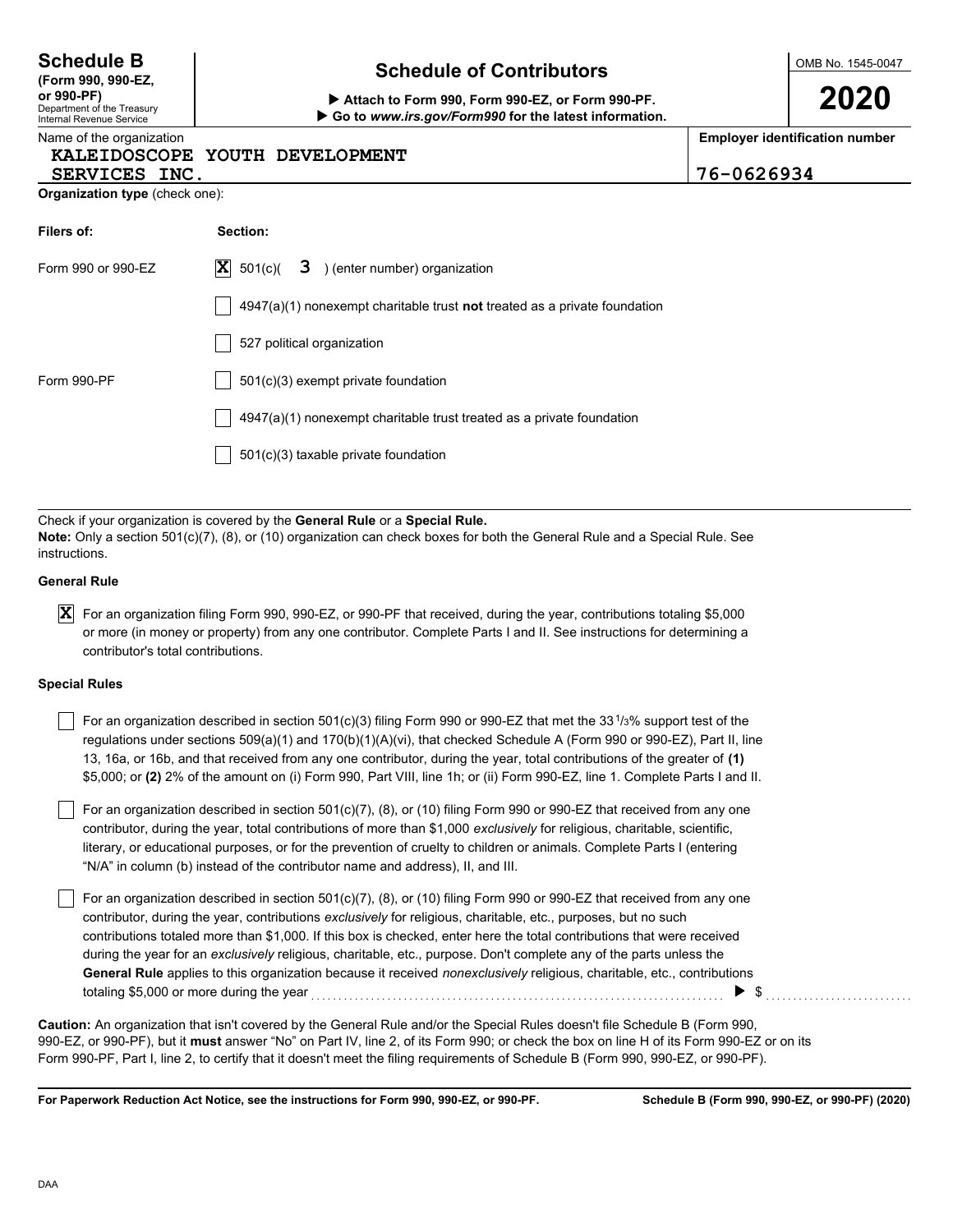**Schedule B**
**(Form 990, 990-EZ, or 990-PF)**
Department of the Treasury
Internal Revenue Service

# Schedule of Contributors

▶ **Attach to Form 990, Form 990-EZ, or Form 990-PF.**
▶ **Go to *www.irs.gov/Form990* for the latest information.**

OMB No. 1545-0047

**2020**

Name of the organization: KALEIDOSCOPE YOUTH DEVELOPMENT SERVICES INC.

**Employer identification number:** 76-0626934

**Organization type** (check one):

| **Filers of:** | **Section:** |
|---|---|
| Form 990 or 990-EZ | [X] 501(c)( 3 ) (enter number) organization |
| | [ ] 4947(a)(1) nonexempt charitable trust **not** treated as a private foundation |
| | [ ] 527 political organization |
| Form 990-PF | [ ] 501(c)(3) exempt private foundation |
| | [ ] 4947(a)(1) nonexempt charitable trust treated as a private foundation |
| | [ ] 501(c)(3) taxable private foundation |

Check if your organization is covered by the **General Rule** or a **Special Rule.**

**Note:** Only a section 501(c)(7), (8), or (10) organization can check boxes for both the General Rule and a Special Rule. See instructions.

**General Rule**

[X] For an organization filing Form 990, 990-EZ, or 990-PF that received, during the year, contributions totaling $5,000 or more (in money or property) from any one contributor. Complete Parts I and II. See instructions for determining a contributor's total contributions.

**Special Rules**

[ ] For an organization described in section 501(c)(3) filing Form 990 or 990-EZ that met the 33 1/3% support test of the regulations under sections 509(a)(1) and 170(b)(1)(A)(vi), that checked Schedule A (Form 990 or 990-EZ), Part II, line 13, 16a, or 16b, and that received from any one contributor, during the year, total contributions of the greater of **(1)** $5,000; or **(2)** 2% of the amount on (i) Form 990, Part VIII, line 1h; or (ii) Form 990-EZ, line 1. Complete Parts I and II.

[ ] For an organization described in section 501(c)(7), (8), or (10) filing Form 990 or 990-EZ that received from any one contributor, during the year, total contributions of more than $1,000 *exclusively* for religious, charitable, scientific, literary, or educational purposes, or for the prevention of cruelty to children or animals. Complete Parts I (entering "N/A" in column (b) instead of the contributor name and address), II, and III.

[ ] For an organization described in section 501(c)(7), (8), or (10) filing Form 990 or 990-EZ that received from any one contributor, during the year, contributions *exclusively* for religious, charitable, etc., purposes, but no such contributions totaled more than $1,000. If this box is checked, enter here the total contributions that were received during the year for an *exclusively* religious, charitable, etc., purpose. Don't complete any of the parts unless the **General Rule** applies to this organization because it received *nonexclusively* religious, charitable, etc., contributions totaling $5,000 or more during the year ▶ $

**Caution:** An organization that isn't covered by the General Rule and/or the Special Rules doesn't file Schedule B (Form 990, 990-EZ, or 990-PF), but it **must** answer "No" on Part IV, line 2, of its Form 990; or check the box on line H of its Form 990-EZ or on its Form 990-PF, Part I, line 2, to certify that it doesn't meet the filing requirements of Schedule B (Form 990, 990-EZ, or 990-PF).

**For Paperwork Reduction Act Notice, see the instructions for Form 990, 990-EZ, or 990-PF.**

**Schedule B (Form 990, 990-EZ, or 990-PF) (2020)**

DAA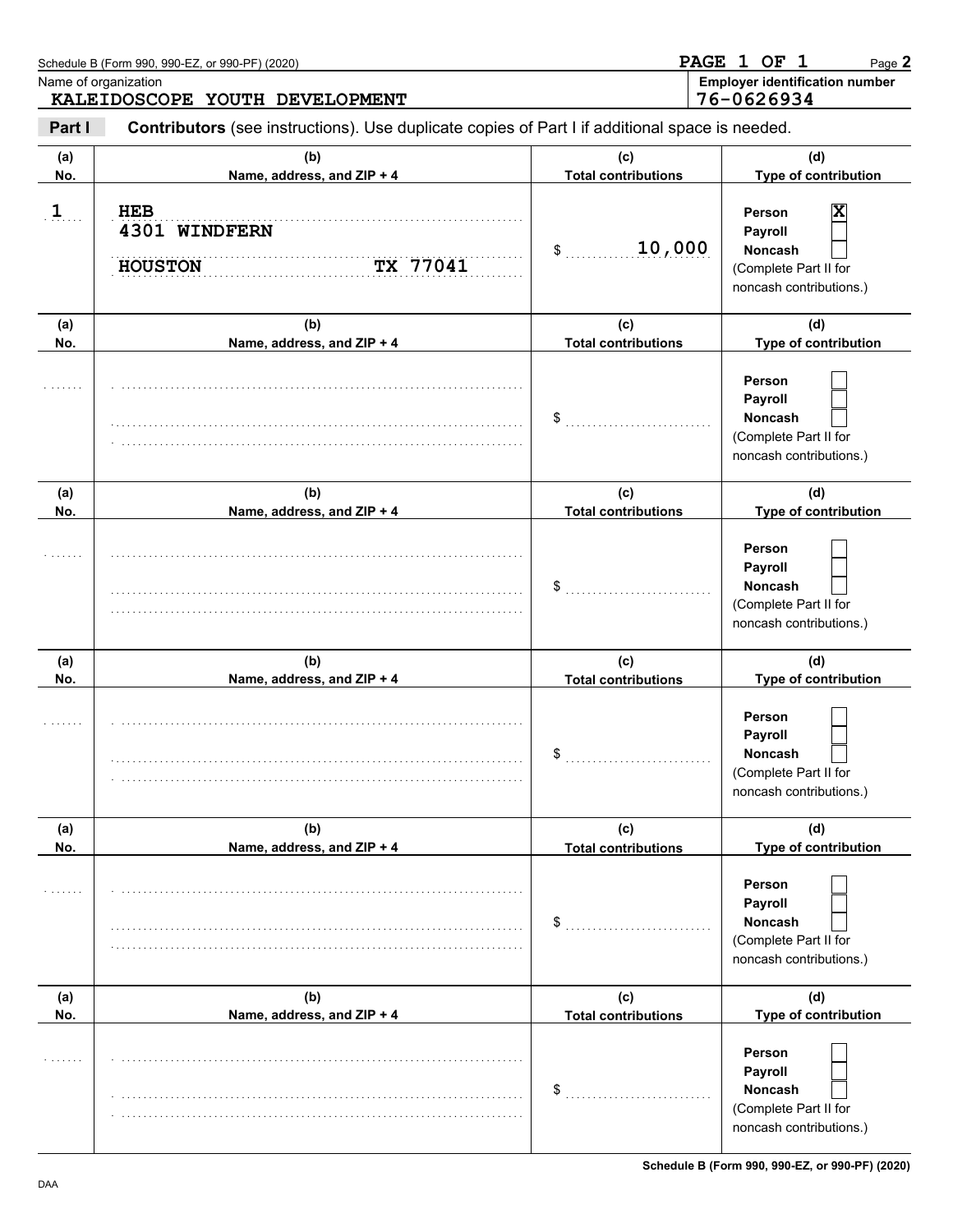Schedule B (Form 990, 990-EZ, or 990-PF) (2020)

**PAGE 1 OF 1**

Name of organization

**KALEIDOSCOPE YOUTH DEVELOPMENT**

**Employer identification number**

**76-0626934**

**Part I** **Contributors** (see instructions). Use duplicate copies of Part I if additional space is needed.

| (a) No. | (b) Name, address, and ZIP + 4 | (c) Total contributions | (d) Type of contribution |
|---|---|---|---|
| 1 | HEB<br>4301 WINDFERN<br>HOUSTON TX 77041 | $ 10,000 | Person [X]<br>Payroll [ ]<br>Noncash [ ]<br>(Complete Part II for noncash contributions.) |
| | | $ | Person [ ]<br>Payroll [ ]<br>Noncash [ ]<br>(Complete Part II for noncash contributions.) |
| | | $ | Person [ ]<br>Payroll [ ]<br>Noncash [ ]<br>(Complete Part II for noncash contributions.) |
| | | $ | Person [ ]<br>Payroll [ ]<br>Noncash [ ]<br>(Complete Part II for noncash contributions.) |
| | | $ | Person [ ]<br>Payroll [ ]<br>Noncash [ ]<br>(Complete Part II for noncash contributions.) |
| | | $ | Person [ ]<br>Payroll [ ]<br>Noncash [ ]<br>(Complete Part II for noncash contributions.) |

DAA

**Schedule B (Form 990, 990-EZ, or 990-PF) (2020)**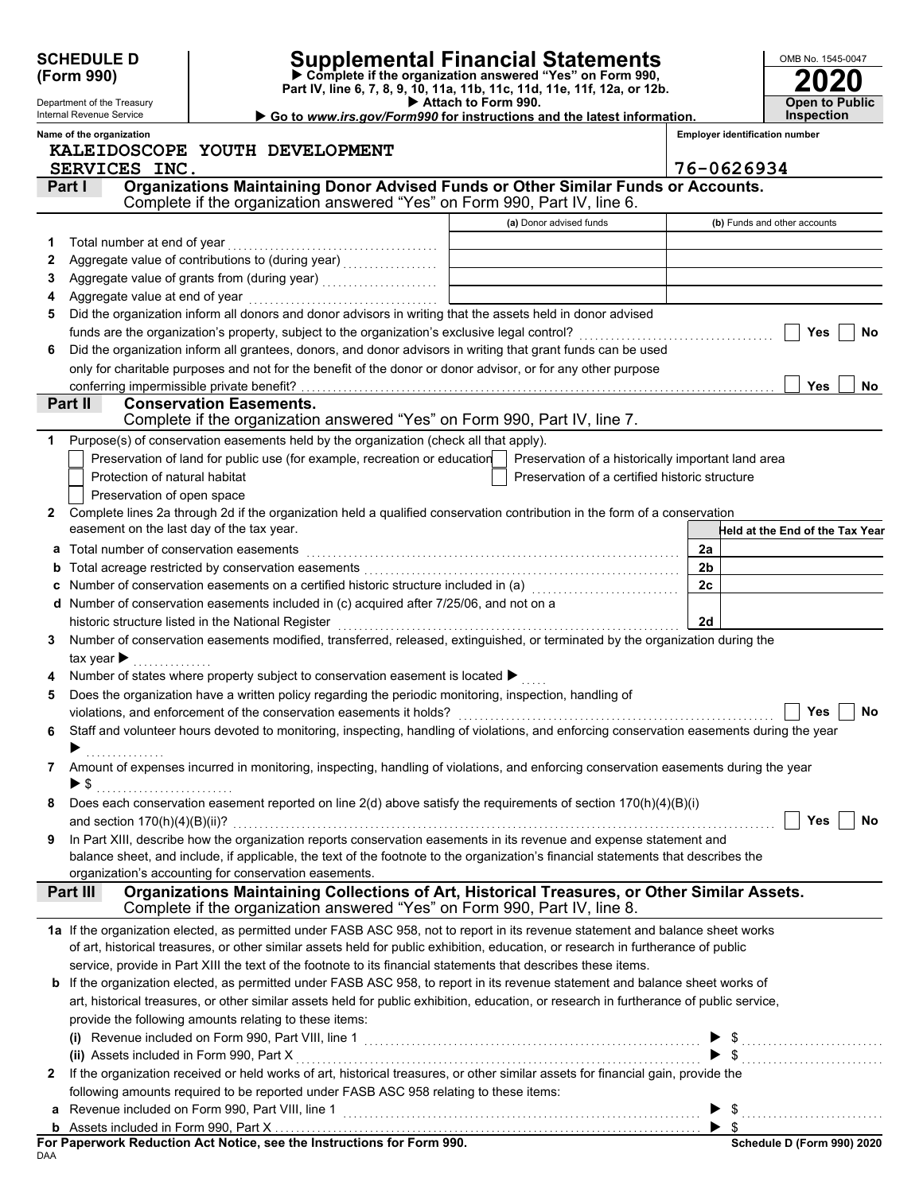**SCHEDULE D (Form 990)**

Department of the Treasury
Internal Revenue Service

# Supplemental Financial Statements

▶ Complete if the organization answered "Yes" on Form 990, Part IV, line 6, 7, 8, 9, 10, 11a, 11b, 11c, 11d, 11e, 11f, 12a, or 12b.
▶ Attach to Form 990.
▶ Go to *www.irs.gov/Form990* for instructions and the latest information.

OMB No. 1545-0047
**2020**
**Open to Public Inspection**

**Name of the organization**
KALEIDOSCOPE YOUTH DEVELOPMENT SERVICES INC.

**Employer identification number**
76-0626934

## Part I Organizations Maintaining Donor Advised Funds or Other Similar Funds or Accounts.

Complete if the organization answered "Yes" on Form 990, Part IV, line 6.

| | | (a) Donor advised funds | (b) Funds and other accounts |
|---|---|---|---|
| 1 | Total number at end of year | | |
| 2 | Aggregate value of contributions to (during year) | | |
| 3 | Aggregate value of grants from (during year) | | |
| 4 | Aggregate value at end of year | | |

5 Did the organization inform all donors and donor advisors in writing that the assets held in donor advised funds are the organization's property, subject to the organization's exclusive legal control? ☐ Yes ☐ No

6 Did the organization inform all grantees, donors, and donor advisors in writing that grant funds can be used only for charitable purposes and not for the benefit of the donor or donor advisor, or for any other purpose conferring impermissible private benefit? ☐ Yes ☐ No

## Part II Conservation Easements.

Complete if the organization answered "Yes" on Form 990, Part IV, line 7.

1 Purpose(s) of conservation easements held by the organization (check all that apply).

☐ Preservation of land for public use (for example, recreation or education)
☐ Protection of natural habitat
☐ Preservation of open space
☐ Preservation of a historically important land area
☐ Preservation of a certified historic structure

2 Complete lines 2a through 2d if the organization held a qualified conservation contribution in the form of a conservation easement on the last day of the tax year.

| | | | Held at the End of the Tax Year |
|---|---|---|---|
| a | Total number of conservation easements | 2a | |
| b | Total acreage restricted by conservation easements | 2b | |
| c | Number of conservation easements on a certified historic structure included in (a) | 2c | |
| d | Number of conservation easements included in (c) acquired after 7/25/06, and not on a historic structure listed in the National Register | 2d | |

3 Number of conservation easements modified, transferred, released, extinguished, or terminated by the organization during the tax year ▶

4 Number of states where property subject to conservation easement is located ▶

5 Does the organization have a written policy regarding the periodic monitoring, inspection, handling of violations, and enforcement of the conservation easements it holds? ☐ Yes ☐ No

6 Staff and volunteer hours devoted to monitoring, inspecting, handling of violations, and enforcing conservation easements during the year ▶

7 Amount of expenses incurred in monitoring, inspecting, handling of violations, and enforcing conservation easements during the year ▶ $

8 Does each conservation easement reported on line 2(d) above satisfy the requirements of section 170(h)(4)(B)(i) and section 170(h)(4)(B)(ii)? ☐ Yes ☐ No

9 In Part XIII, describe how the organization reports conservation easements in its revenue and expense statement and balance sheet, and include, if applicable, the text of the footnote to the organization's financial statements that describes the organization's accounting for conservation easements.

## Part III Organizations Maintaining Collections of Art, Historical Treasures, or Other Similar Assets.

Complete if the organization answered "Yes" on Form 990, Part IV, line 8.

1a If the organization elected, as permitted under FASB ASC 958, not to report in its revenue statement and balance sheet works of art, historical treasures, or other similar assets held for public exhibition, education, or research in furtherance of public service, provide in Part XIII the text of the footnote to its financial statements that describes these items.

b If the organization elected, as permitted under FASB ASC 958, to report in its revenue statement and balance sheet works of art, historical treasures, or other similar assets held for public exhibition, education, or research in furtherance of public service, provide the following amounts relating to these items:

(i) Revenue included on Form 990, Part VIII, line 1 ▶ $

(ii) Assets included in Form 990, Part X ▶ $

2 If the organization received or held works of art, historical treasures, or other similar assets for financial gain, provide the following amounts required to be reported under FASB ASC 958 relating to these items:

a Revenue included on Form 990, Part VIII, line 1 ▶ $

b Assets included in Form 990, Part X ▶ $

**For Paperwork Reduction Act Notice, see the Instructions for Form 990.**
DAA
**Schedule D (Form 990) 2020**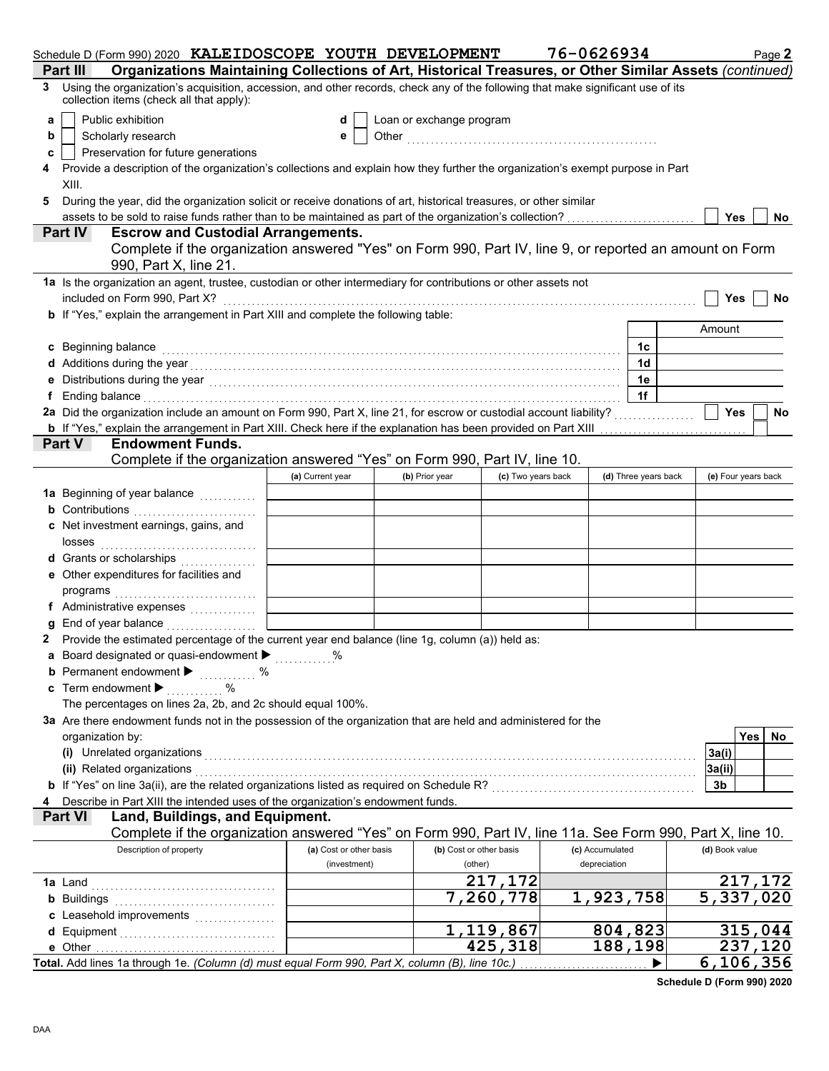Schedule D (Form 990) 2020 **KALEIDOSCOPE YOUTH DEVELOPMENT** 76-0626934 Page **2**

## Part III Organizations Maintaining Collections of Art, Historical Treasures, or Other Similar Assets *(continued)*

**3** Using the organization's acquisition, accession, and other records, check any of the following that make significant use of its collection items (check all that apply):

- **a** ☐ Public exhibition
- **b** ☐ Scholarly research
- **c** ☐ Preservation for future generations
- **d** ☐ Loan or exchange program
- **e** ☐ Other

**4** Provide a description of the organization's collections and explain how they further the organization's exempt purpose in Part XIII.

**5** During the year, did the organization solicit or receive donations of art, historical treasures, or other similar assets to be sold to raise funds rather than to be maintained as part of the organization's collection? ☐ Yes ☐ No

## Part IV Escrow and Custodial Arrangements.

Complete if the organization answered "Yes" on Form 990, Part IV, line 9, or reported an amount on Form 990, Part X, line 21.

**1a** Is the organization an agent, trustee, custodian or other intermediary for contributions or other assets not included on Form 990, Part X? ☐ Yes ☐ No

**b** If "Yes," explain the arrangement in Part XIII and complete the following table:

| | | Amount |
|---|---|---|
| **c** Beginning balance | 1c | |
| **d** Additions during the year | 1d | |
| **e** Distributions during the year | 1e | |
| **f** Ending balance | 1f | |

**2a** Did the organization include an amount on Form 990, Part X, line 21, for escrow or custodial account liability? ☐ Yes ☐ No

**b** If "Yes," explain the arrangement in Part XIII. Check here if the explanation has been provided on Part XIII ☐

## Part V Endowment Funds.

Complete if the organization answered "Yes" on Form 990, Part IV, line 10.

| | (a) Current year | (b) Prior year | (c) Two years back | (d) Three years back | (e) Four years back |
|---|---|---|---|---|---|
| **1a** Beginning of year balance | | | | | |
| **b** Contributions | | | | | |
| **c** Net investment earnings, gains, and losses | | | | | |
| **d** Grants or scholarships | | | | | |
| **e** Other expenditures for facilities and programs | | | | | |
| **f** Administrative expenses | | | | | |
| **g** End of year balance | | | | | |

**2** Provide the estimated percentage of the current year end balance (line 1g, column (a)) held as:

- **a** Board designated or quasi-endowment ▶ %
- **b** Permanent endowment ▶ %
- **c** Term endowment ▶ %

The percentages on lines 2a, 2b, and 2c should equal 100%.

**3a** Are there endowment funds not in the possession of the organization that are held and administered for the organization by:

| | | Yes | No |
|---|---|---|---|
| **(i)** Unrelated organizations | 3a(i) | | |
| **(ii)** Related organizations | 3a(ii) | | |
| **b** If "Yes" on line 3a(ii), are the related organizations listed as required on Schedule R? | 3b | | |

**4** Describe in Part XIII the intended uses of the organization's endowment funds.

## Part VI Land, Buildings, and Equipment.

Complete if the organization answered "Yes" on Form 990, Part IV, line 11a. See Form 990, Part X, line 10.

| Description of property | (a) Cost or other basis (investment) | (b) Cost or other basis (other) | (c) Accumulated depreciation | (d) Book value |
|---|---|---|---|---|
| **1a** Land | | 217,172 | | 217,172 |
| **b** Buildings | | 7,260,778 | 1,923,758 | 5,337,020 |
| **c** Leasehold improvements | | | | |
| **d** Equipment | | 1,119,867 | 804,823 | 315,044 |
| **e** Other | | 425,318 | 188,198 | 237,120 |
| **Total.** Add lines 1a through 1e. *(Column (d) must equal Form 990, Part X, column (B), line 10c.)* ▶ | | | | 6,106,356 |

**Schedule D (Form 990) 2020**

DAA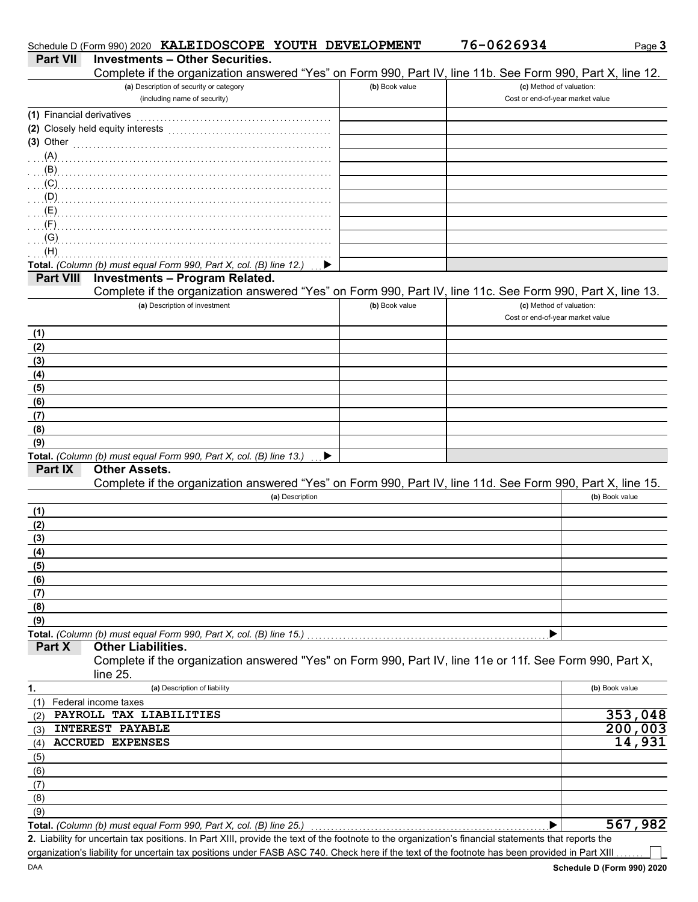Schedule D (Form 990) 2020 **KALEIDOSCOPE YOUTH DEVELOPMENT** **76-0626934** Page **3**

## Part VII Investments – Other Securities.

Complete if the organization answered "Yes" on Form 990, Part IV, line 11b. See Form 990, Part X, line 12.

| (a) Description of security or category (including name of security) | (b) Book value | (c) Method of valuation: Cost or end-of-year market value |
|---|---|---|
| (1) Financial derivatives | | |
| (2) Closely held equity interests | | |
| (3) Other | | |
| (A) | | |
| (B) | | |
| (C) | | |
| (D) | | |
| (E) | | |
| (F) | | |
| (G) | | |
| (H) | | |
| **Total.** *(Column (b) must equal Form 990, Part X, col. (B) line 12.)* ▶ | | |

## Part VIII Investments – Program Related.

Complete if the organization answered "Yes" on Form 990, Part IV, line 11c. See Form 990, Part X, line 13.

| (a) Description of investment | (b) Book value | (c) Method of valuation: Cost or end-of-year market value |
|---|---|---|
| (1) | | |
| (2) | | |
| (3) | | |
| (4) | | |
| (5) | | |
| (6) | | |
| (7) | | |
| (8) | | |
| (9) | | |
| **Total.** *(Column (b) must equal Form 990, Part X, col. (B) line 13.)* ▶ | | |

## Part IX Other Assets.

Complete if the organization answered "Yes" on Form 990, Part IV, line 11d. See Form 990, Part X, line 15.

| (a) Description | (b) Book value |
|---|---|
| (1) | |
| (2) | |
| (3) | |
| (4) | |
| (5) | |
| (6) | |
| (7) | |
| (8) | |
| (9) | |
| **Total.** *(Column (b) must equal Form 990, Part X, col. (B) line 15.)* ▶ | |

## Part X Other Liabilities.

Complete if the organization answered "Yes" on Form 990, Part IV, line 11e or 11f. See Form 990, Part X, line 25.

| 1. (a) Description of liability | (b) Book value |
|---|---|
| (1) Federal income taxes | |
| (2) PAYROLL TAX LIABILITIES | 353,048 |
| (3) INTEREST PAYABLE | 200,003 |
| (4) ACCRUED EXPENSES | 14,931 |
| (5) | |
| (6) | |
| (7) | |
| (8) | |
| (9) | |
| **Total.** *(Column (b) must equal Form 990, Part X, col. (B) line 25.)* ▶ | 567,982 |

**2.** Liability for uncertain tax positions. In Part XIII, provide the text of the footnote to the organization's financial statements that reports the organization's liability for uncertain tax positions under FASB ASC 740. Check here if the text of the footnote has been provided in Part XIII ☐

DAA **Schedule D (Form 990) 2020**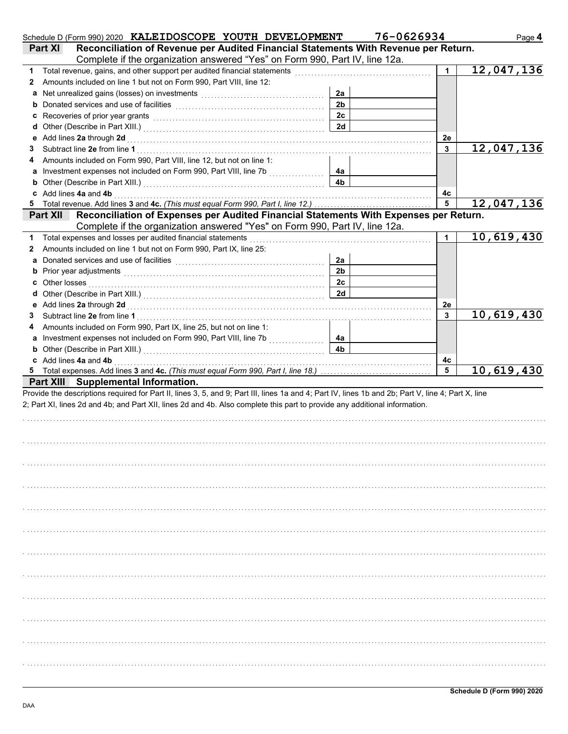Schedule D (Form 990) 2020 **KALEIDOSCOPE YOUTH DEVELOPMENT** 76-0626934 Page **4**

## Part XI Reconciliation of Revenue per Audited Financial Statements With Revenue per Return.

Complete if the organization answered "Yes" on Form 990, Part IV, line 12a.

| | | | | | |
|---|---|---|---|---|---|
| **1** | Total revenue, gains, and other support per audited financial statements | | | 1 | 12,047,136 |
| **2** | Amounts included on line 1 but not on Form 990, Part VIII, line 12: | | | | |
| **a** | Net unrealized gains (losses) on investments | 2a | | | |
| **b** | Donated services and use of facilities | 2b | | | |
| **c** | Recoveries of prior year grants | 2c | | | |
| **d** | Other (Describe in Part XIII.) | 2d | | | |
| **e** | Add lines **2a** through **2d** | | | 2e | |
| **3** | Subtract line **2e** from line **1** | | | 3 | 12,047,136 |
| **4** | Amounts included on Form 990, Part VIII, line 12, but not on line 1: | | | | |
| **a** | Investment expenses not included on Form 990, Part VIII, line 7b | 4a | | | |
| **b** | Other (Describe in Part XIII.) | 4b | | | |
| **c** | Add lines **4a** and **4b** | | | 4c | |
| **5** | Total revenue. Add lines **3** and **4c.** *(This must equal Form 990, Part I, line 12.)* | | | 5 | 12,047,136 |

## Part XII Reconciliation of Expenses per Audited Financial Statements With Expenses per Return.

Complete if the organization answered "Yes" on Form 990, Part IV, line 12a.

| | | | | | |
|---|---|---|---|---|---|
| **1** | Total expenses and losses per audited financial statements | | | 1 | 10,619,430 |
| **2** | Amounts included on line 1 but not on Form 990, Part IX, line 25: | | | | |
| **a** | Donated services and use of facilities | 2a | | | |
| **b** | Prior year adjustments | 2b | | | |
| **c** | Other losses | 2c | | | |
| **d** | Other (Describe in Part XIII.) | 2d | | | |
| **e** | Add lines **2a** through **2d** | | | 2e | |
| **3** | Subtract line **2e** from line **1** | | | 3 | 10,619,430 |
| **4** | Amounts included on Form 990, Part IX, line 25, but not on line 1: | | | | |
| **a** | Investment expenses not included on Form 990, Part VIII, line 7b | 4a | | | |
| **b** | Other (Describe in Part XIII.) | 4b | | | |
| **c** | Add lines **4a** and **4b** | | | 4c | |
| **5** | Total expenses. Add lines **3** and **4c.** *(This must equal Form 990, Part I, line 18.)* | | | 5 | 10,619,430 |

## Part XIII Supplemental Information.

Provide the descriptions required for Part II, lines 3, 5, and 9; Part III, lines 1a and 4; Part IV, lines 1b and 2b; Part V, line 4; Part X, line 2; Part XI, lines 2d and 4b; and Part XII, lines 2d and 4b. Also complete this part to provide any additional information.

**Schedule D (Form 990) 2020**

DAA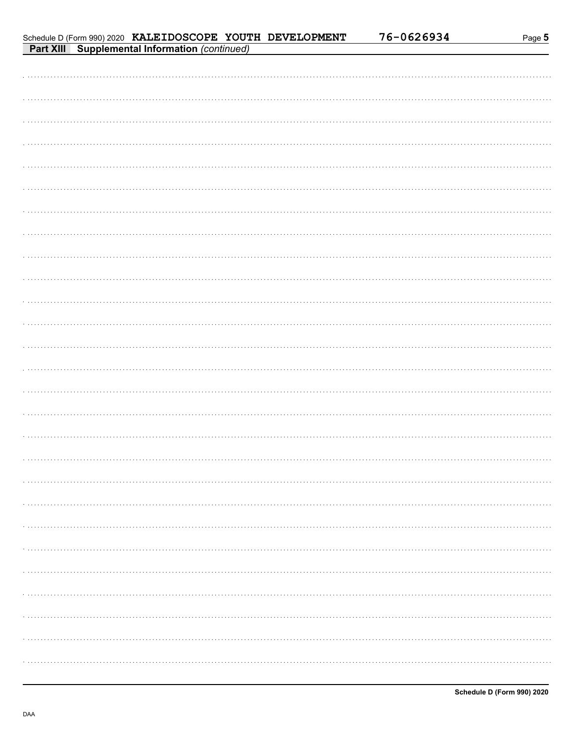Schedule D (Form 990) 2020 **KALEIDOSCOPE YOUTH DEVELOPMENT** 76-0626934

**Part XIII Supplemental Information** *(continued)*

**Schedule D (Form 990) 2020**

DAA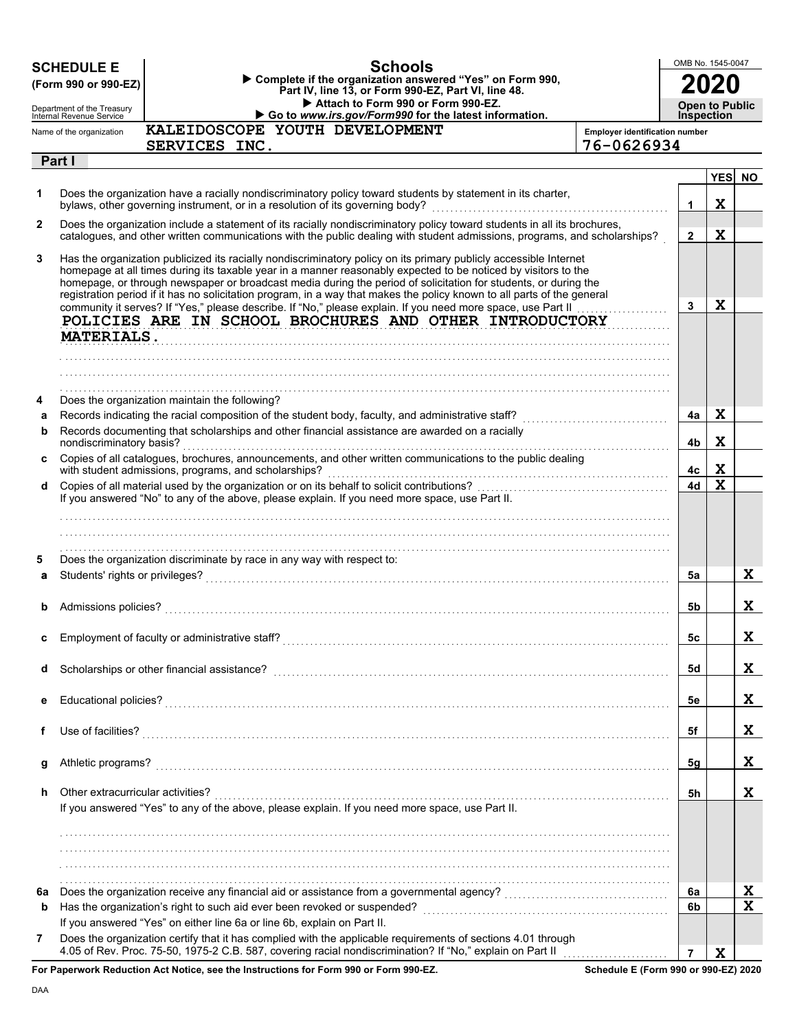# SCHEDULE E (Form 990 or 990-EZ)

Department of the Treasury
Internal Revenue Service

## Schools

▶ Complete if the organization answered "Yes" on Form 990, Part IV, line 13, or Form 990-EZ, Part VI, line 48.
▶ Attach to Form 990 or Form 990-EZ.
▶ Go to *www.irs.gov/Form990* for the latest information.

OMB No. 1545-0047

**2020**

**Open to Public Inspection**

Name of the organization: KALEIDOSCOPE YOUTH DEVELOPMENT SERVICES INC.

Employer identification number: 76-0626934

### Part I

| | | | YES | NO |
|---|---|---|---|---|
| **1** | Does the organization have a racially nondiscriminatory policy toward students by statement in its charter, bylaws, other governing instrument, or in a resolution of its governing body? | 1 | X | |
| **2** | Does the organization include a statement of its racially nondiscriminatory policy toward students in all its brochures, catalogues, and other written communications with the public dealing with student admissions, programs, and scholarships? | 2 | X | |
| **3** | Has the organization publicized its racially nondiscriminatory policy on its primary publicly accessible Internet homepage at all times during its taxable year in a manner reasonably expected to be noticed by visitors to the homepage, or through newspaper or broadcast media during the period of solicitation for students, or during the registration period if it has no solicitation program, in a way that makes the policy known to all parts of the general community it serves? If "Yes," please describe. If "No," please explain. If you need more space, use Part II<br>POLICIES ARE IN SCHOOL BROCHURES AND OTHER INTRODUCTORY MATERIALS. | 3 | X | |
| **4** | Does the organization maintain the following? | | | |
| **a** | Records indicating the racial composition of the student body, faculty, and administrative staff? | 4a | X | |
| **b** | Records documenting that scholarships and other financial assistance are awarded on a racially nondiscriminatory basis? | 4b | X | |
| **c** | Copies of all catalogues, brochures, announcements, and other written communications to the public dealing with student admissions, programs, and scholarships? | 4c | X | |
| **d** | Copies of all material used by the organization or on its behalf to solicit contributions?<br>If you answered "No" to any of the above, please explain. If you need more space, use Part II. | 4d | X | |
| **5** | Does the organization discriminate by race in any way with respect to: | | | |
| **a** | Students' rights or privileges? | 5a | | X |
| **b** | Admissions policies? | 5b | | X |
| **c** | Employment of faculty or administrative staff? | 5c | | X |
| **d** | Scholarships or other financial assistance? | 5d | | X |
| **e** | Educational policies? | 5e | | X |
| **f** | Use of facilities? | 5f | | X |
| **g** | Athletic programs? | 5g | | X |
| **h** | Other extracurricular activities?<br>If you answered "Yes" to any of the above, please explain. If you need more space, use Part II. | 5h | | X |
| **6a** | Does the organization receive any financial aid or assistance from a governmental agency? | 6a | | X |
| **b** | Has the organization's right to such aid ever been revoked or suspended?<br>If you answered "Yes" on either line 6a or line 6b, explain on Part II. | 6b | | X |
| **7** | Does the organization certify that it has complied with the applicable requirements of sections 4.01 through 4.05 of Rev. Proc. 75-50, 1975-2 C.B. 587, covering racial nondiscrimination? If "No," explain on Part II | 7 | X | |

**For Paperwork Reduction Act Notice, see the Instructions for Form 990 or Form 990-EZ.** **Schedule E (Form 990 or 990-EZ) 2020**

DAA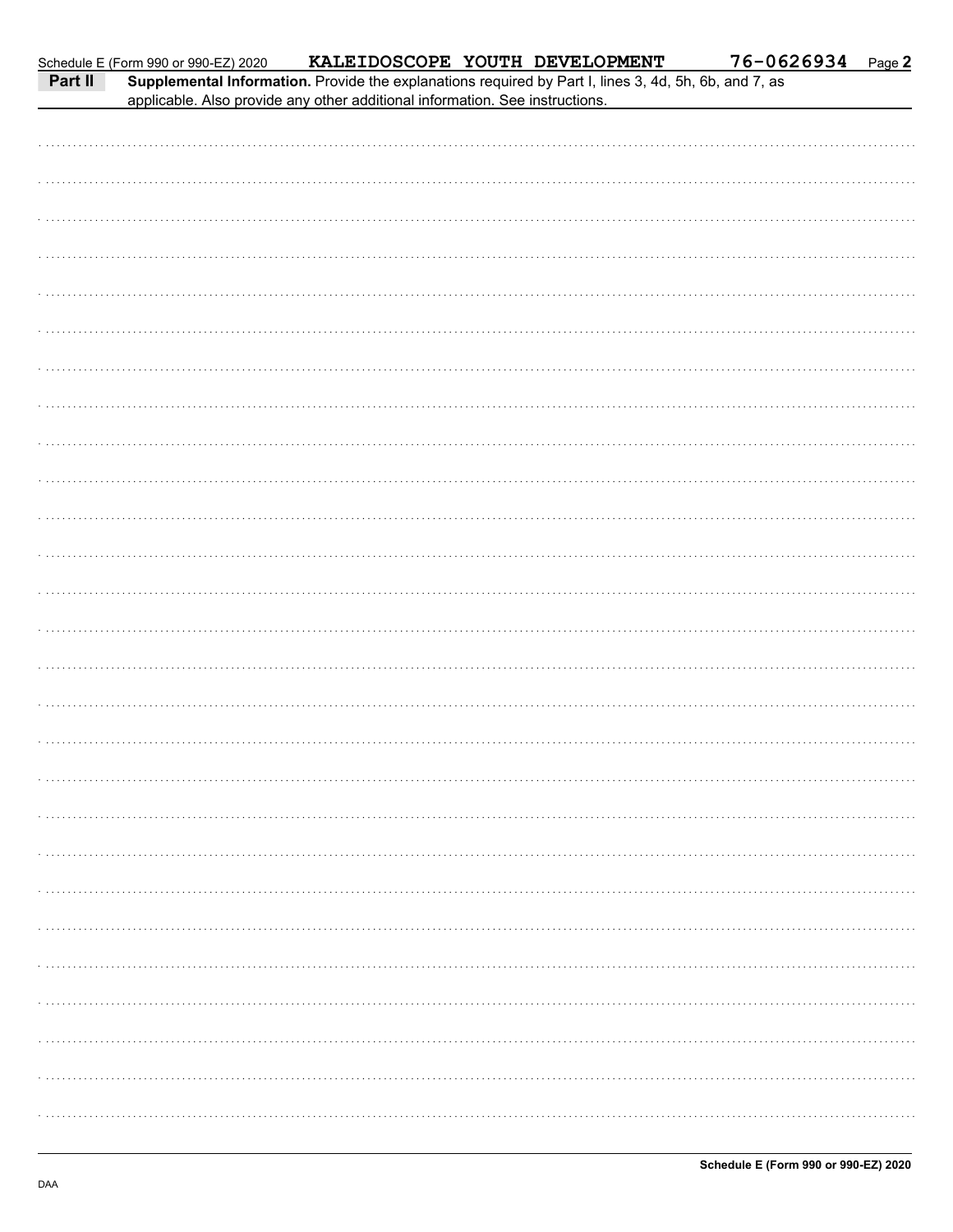Schedule E (Form 990 or 990-EZ) 2020 **KALEIDOSCOPE YOUTH DEVELOPMENT** **76-0626934** Page **2**

**Part II** **Supplemental Information.** Provide the explanations required by Part I, lines 3, 4d, 5h, 6b, and 7, as applicable. Also provide any other additional information. See instructions.

**Schedule E (Form 990 or 990-EZ) 2020**

DAA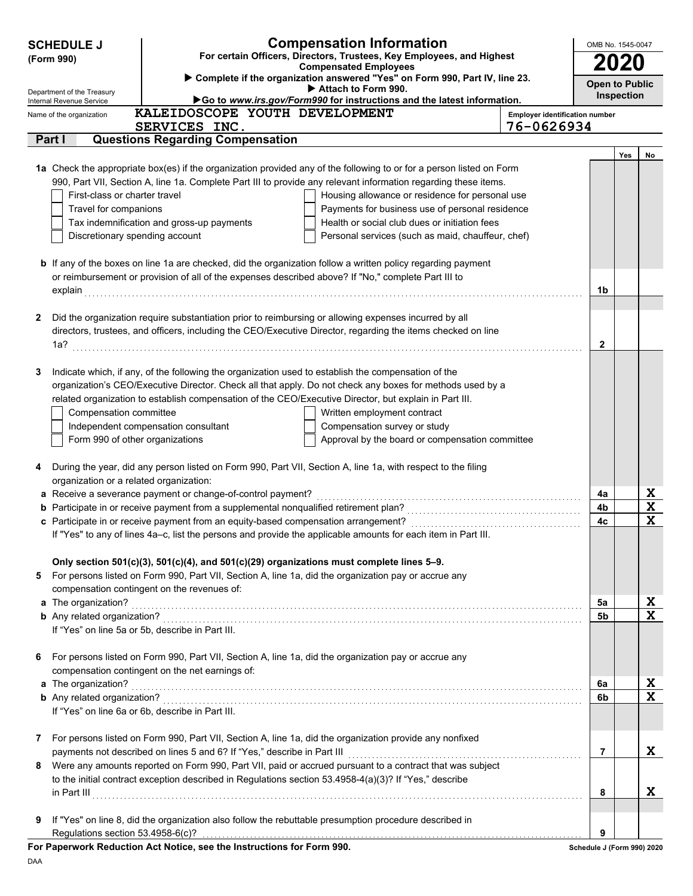# SCHEDULE J (Form 990)

## Compensation Information

**For certain Officers, Directors, Trustees, Key Employees, and Highest Compensated Employees**

▶ Complete if the organization answered "Yes" on Form 990, Part IV, line 23.

▶ Attach to Form 990.

▶Go to *www.irs.gov/Form990* for instructions and the latest information.

Department of the Treasury
Internal Revenue Service

OMB No. 1545-0047

**2020**

**Open to Public Inspection**

Name of the organization: **KALEIDOSCOPE YOUTH DEVELOPMENT SERVICES INC.**

Employer identification number: **76-0626934**

### Part I — Questions Regarding Compensation

| | | | Yes | No |
|---|---|---|---|---|
| **1a** | Check the appropriate box(es) if the organization provided any of the following to or for a person listed on Form 990, Part VII, Section A, line 1a. Complete Part III to provide any relevant information regarding these items.<br>☐ First-class or charter travel ☐ Housing allowance or residence for personal use<br>☐ Travel for companions ☐ Payments for business use of personal residence<br>☐ Tax indemnification and gross-up payments ☐ Health or social club dues or initiation fees<br>☐ Discretionary spending account ☐ Personal services (such as maid, chauffeur, chef) | | | |
| **b** | If any of the boxes on line 1a are checked, did the organization follow a written policy regarding payment or reimbursement or provision of all of the expenses described above? If "No," complete Part III to explain | 1b | | |
| **2** | Did the organization require substantiation prior to reimbursing or allowing expenses incurred by all directors, trustees, and officers, including the CEO/Executive Director, regarding the items checked on line 1a? | 2 | | |
| **3** | Indicate which, if any, of the following the organization used to establish the compensation of the organization's CEO/Executive Director. Check all that apply. Do not check any boxes for methods used by a related organization to establish compensation of the CEO/Executive Director, but explain in Part III.<br>☐ Compensation committee ☐ Written employment contract<br>☐ Independent compensation consultant ☐ Compensation survey or study<br>☐ Form 990 of other organizations ☐ Approval by the board or compensation committee | | | |
| **4** | During the year, did any person listed on Form 990, Part VII, Section A, line 1a, with respect to the filing organization or a related organization: | | | |
| **a** | Receive a severance payment or change-of-control payment? | 4a | | X |
| **b** | Participate in or receive payment from a supplemental nonqualified retirement plan? | 4b | | X |
| **c** | Participate in or receive payment from an equity-based compensation arrangement?<br>If "Yes" to any of lines 4a–c, list the persons and provide the applicable amounts for each item in Part III. | 4c | | X |
| | **Only section 501(c)(3), 501(c)(4), and 501(c)(29) organizations must complete lines 5–9.** | | | |
| **5** | For persons listed on Form 990, Part VII, Section A, line 1a, did the organization pay or accrue any compensation contingent on the revenues of: | | | |
| **a** | The organization? | 5a | | X |
| **b** | Any related organization?<br>If "Yes" on line 5a or 5b, describe in Part III. | 5b | | X |
| **6** | For persons listed on Form 990, Part VII, Section A, line 1a, did the organization pay or accrue any compensation contingent on the net earnings of: | | | |
| **a** | The organization? | 6a | | X |
| **b** | Any related organization?<br>If "Yes" on line 6a or 6b, describe in Part III. | 6b | | X |
| **7** | For persons listed on Form 990, Part VII, Section A, line 1a, did the organization provide any nonfixed payments not described on lines 5 and 6? If "Yes," describe in Part III | 7 | | X |
| **8** | Were any amounts reported on Form 990, Part VII, paid or accrued pursuant to a contract that was subject to the initial contract exception described in Regulations section 53.4958-4(a)(3)? If "Yes," describe in Part III | 8 | | X |
| **9** | If "Yes" on line 8, did the organization also follow the rebuttable presumption procedure described in Regulations section 53.4958-6(c)? | 9 | | |

**For Paperwork Reduction Act Notice, see the Instructions for Form 990.**

Schedule J (Form 990) 2020

DAA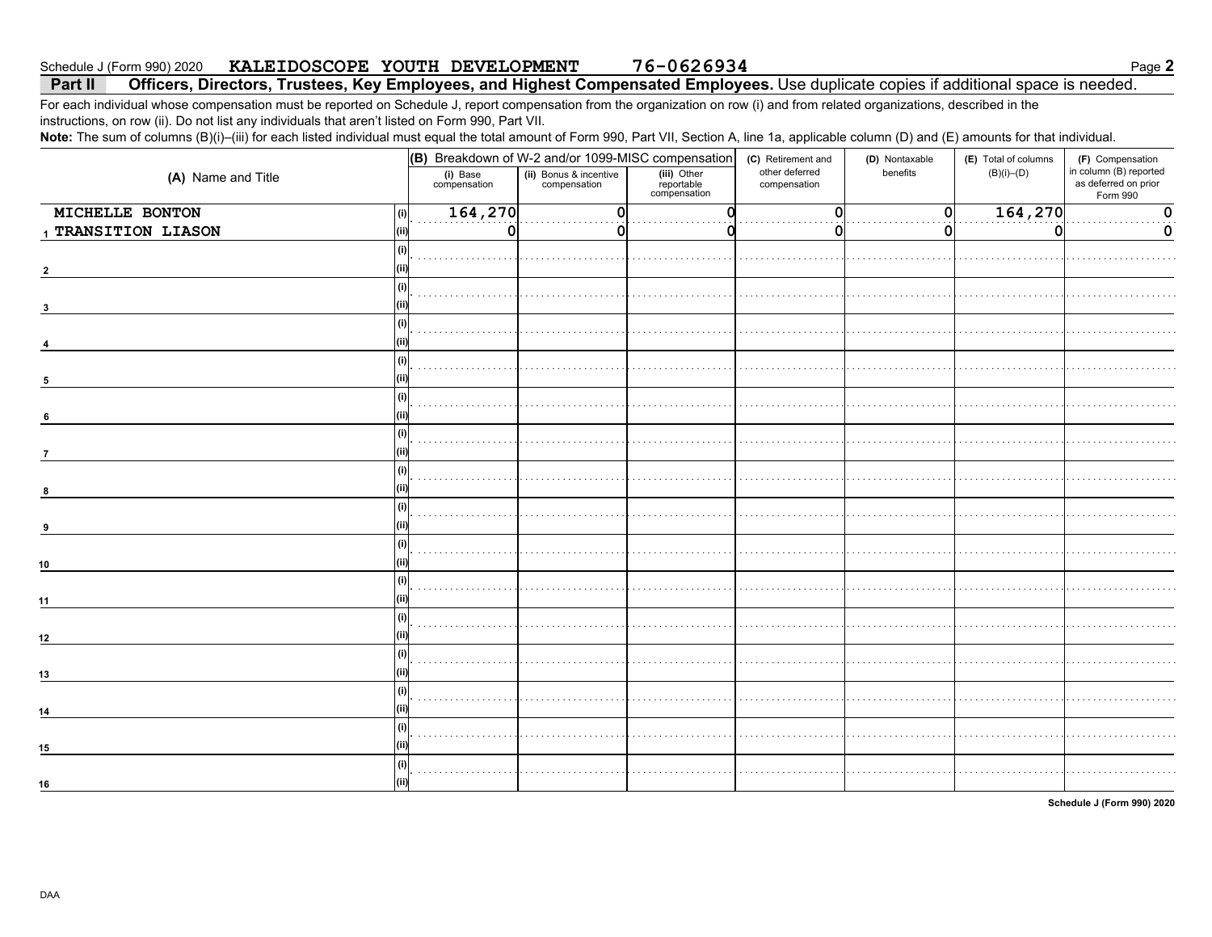Schedule J (Form 990) 2020 **KALEIDOSCOPE YOUTH DEVELOPMENT** **76-0626934**

## Part II Officers, Directors, Trustees, Key Employees, and Highest Compensated Employees. Use duplicate copies if additional space is needed.

For each individual whose compensation must be reported on Schedule J, report compensation from the organization on row (i) and from related organizations, described in the instructions, on row (ii). Do not list any individuals that aren't listed on Form 990, Part VII.

**Note:** The sum of columns (B)(i)–(iii) for each listed individual must equal the total amount of Form 990, Part VII, Section A, line 1a, applicable column (D) and (E) amounts for that individual.

| (A) Name and Title | | (B) Breakdown of W-2 and/or 1099-MISC compensation | | | (C) Retirement and other deferred compensation | (D) Nontaxable benefits | (E) Total of columns (B)(i)–(D) | (F) Compensation in column (B) reported as deferred on prior Form 990 |
|---|---|---|---|---|---|---|---|---|
| | | (i) Base compensation | (ii) Bonus & incentive compensation | (iii) Other reportable compensation | | | | |
| 1 MICHELLE BONTON | (i) | 164,270 | 0 | 0 | 0 | 0 | 164,270 | 0 |
| TRANSITION LIASON | (ii) | 0 | 0 | 0 | 0 | 0 | 0 | 0 |
| 2 | (i) | | | | | | | |
| | (ii) | | | | | | | |
| 3 | (i) | | | | | | | |
| | (ii) | | | | | | | |
| 4 | (i) | | | | | | | |
| | (ii) | | | | | | | |
| 5 | (i) | | | | | | | |
| | (ii) | | | | | | | |
| 6 | (i) | | | | | | | |
| | (ii) | | | | | | | |
| 7 | (i) | | | | | | | |
| | (ii) | | | | | | | |
| 8 | (i) | | | | | | | |
| | (ii) | | | | | | | |
| 9 | (i) | | | | | | | |
| | (ii) | | | | | | | |
| 10 | (i) | | | | | | | |
| | (ii) | | | | | | | |
| 11 | (i) | | | | | | | |
| | (ii) | | | | | | | |
| 12 | (i) | | | | | | | |
| | (ii) | | | | | | | |
| 13 | (i) | | | | | | | |
| | (ii) | | | | | | | |
| 14 | (i) | | | | | | | |
| | (ii) | | | | | | | |
| 15 | (i) | | | | | | | |
| | (ii) | | | | | | | |
| 16 | (i) | | | | | | | |
| | (ii) | | | | | | | |

Schedule J (Form 990) 2020

DAA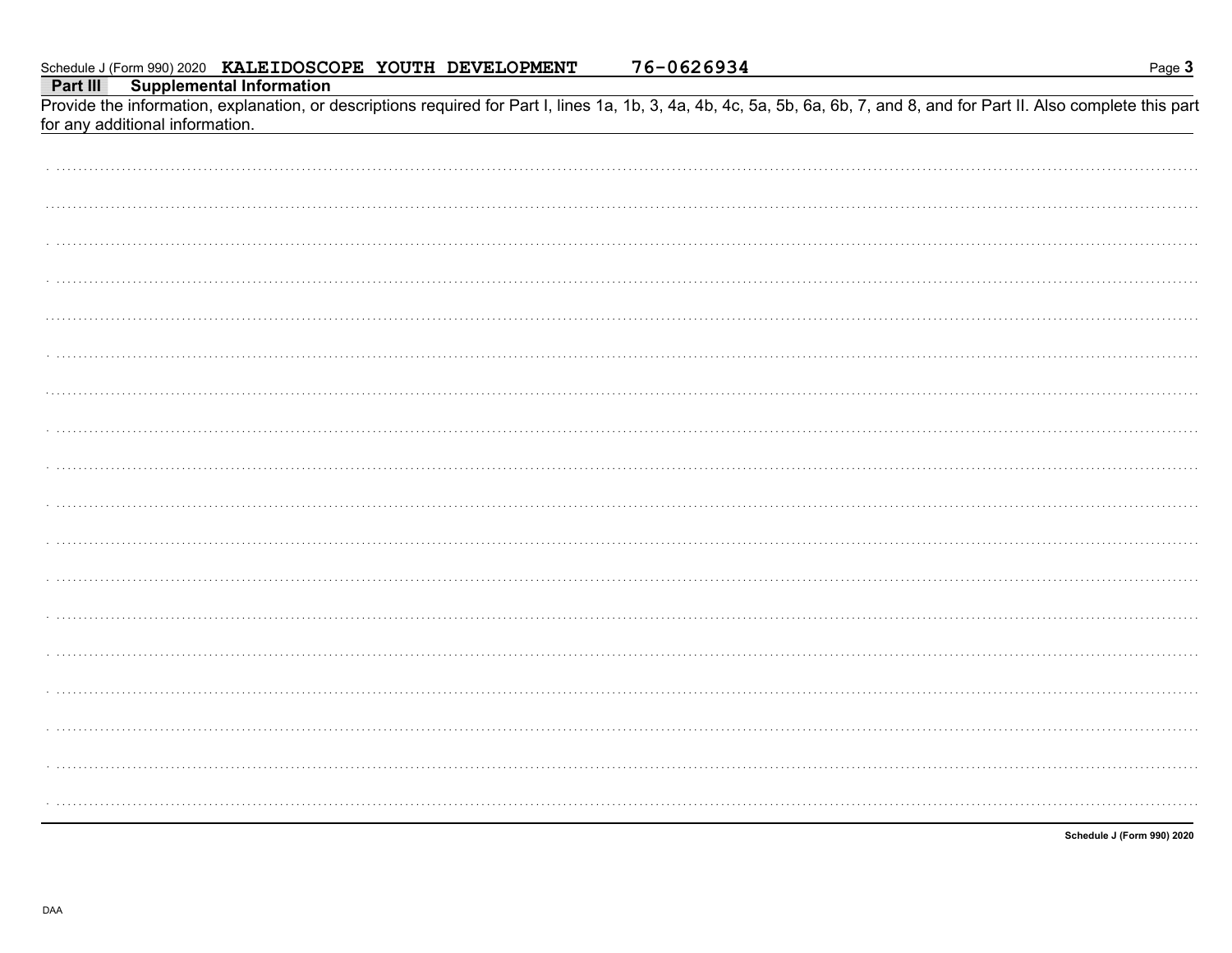Schedule J (Form 990) 2020 **KALEIDOSCOPE YOUTH DEVELOPMENT** 76-0626934

## Part III Supplemental Information

Provide the information, explanation, or descriptions required for Part I, lines 1a, 1b, 3, 4a, 4b, 4c, 5a, 5b, 6a, 6b, 7, and 8, and for Part II. Also complete this part for any additional information.

**Schedule J (Form 990) 2020**

DAA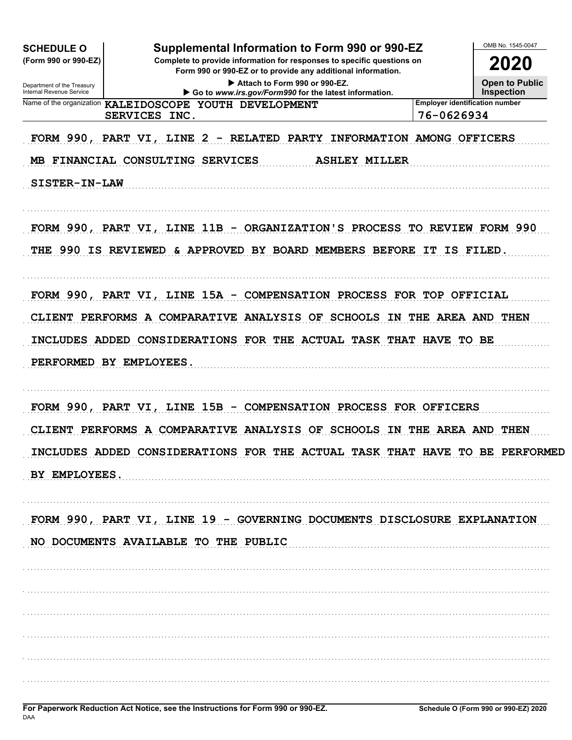**SCHEDULE O**
**(Form 990 or 990-EZ)**

Department of the Treasury
Internal Revenue Service

# Supplemental Information to Form 990 or 990-EZ

**Complete to provide information for responses to specific questions on Form 990 or 990-EZ or to provide any additional information.**
▶ **Attach to Form 990 or 990-EZ.**
▶ **Go to www.irs.gov/Form990 for the latest information.**

OMB No. 1545-0047
**2020**
**Open to Public Inspection**

Name of the organization: **KALEIDOSCOPE YOUTH DEVELOPMENT SERVICES INC.**

Employer identification number: **76-0626934**

FORM 990, PART VI, LINE 2 - RELATED PARTY INFORMATION AMONG OFFICERS

MB FINANCIAL CONSULTING SERVICES ASHLEY MILLER

SISTER-IN-LAW

FORM 990, PART VI, LINE 11B - ORGANIZATION'S PROCESS TO REVIEW FORM 990

THE 990 IS REVIEWED & APPROVED BY BOARD MEMBERS BEFORE IT IS FILED.

FORM 990, PART VI, LINE 15A - COMPENSATION PROCESS FOR TOP OFFICIAL

CLIENT PERFORMS A COMPARATIVE ANALYSIS OF SCHOOLS IN THE AREA AND THEN INCLUDES ADDED CONSIDERATIONS FOR THE ACTUAL TASK THAT HAVE TO BE PERFORMED BY EMPLOYEES.

FORM 990, PART VI, LINE 15B - COMPENSATION PROCESS FOR OFFICERS

CLIENT PERFORMS A COMPARATIVE ANALYSIS OF SCHOOLS IN THE AREA AND THEN INCLUDES ADDED CONSIDERATIONS FOR THE ACTUAL TASK THAT HAVE TO BE PERFORMED BY EMPLOYEES.

FORM 990, PART VI, LINE 19 - GOVERNING DOCUMENTS DISCLOSURE EXPLANATION

NO DOCUMENTS AVAILABLE TO THE PUBLIC

**For Paperwork Reduction Act Notice, see the Instructions for Form 990 or 990-EZ.** **Schedule O (Form 990 or 990-EZ) 2020**
DAA